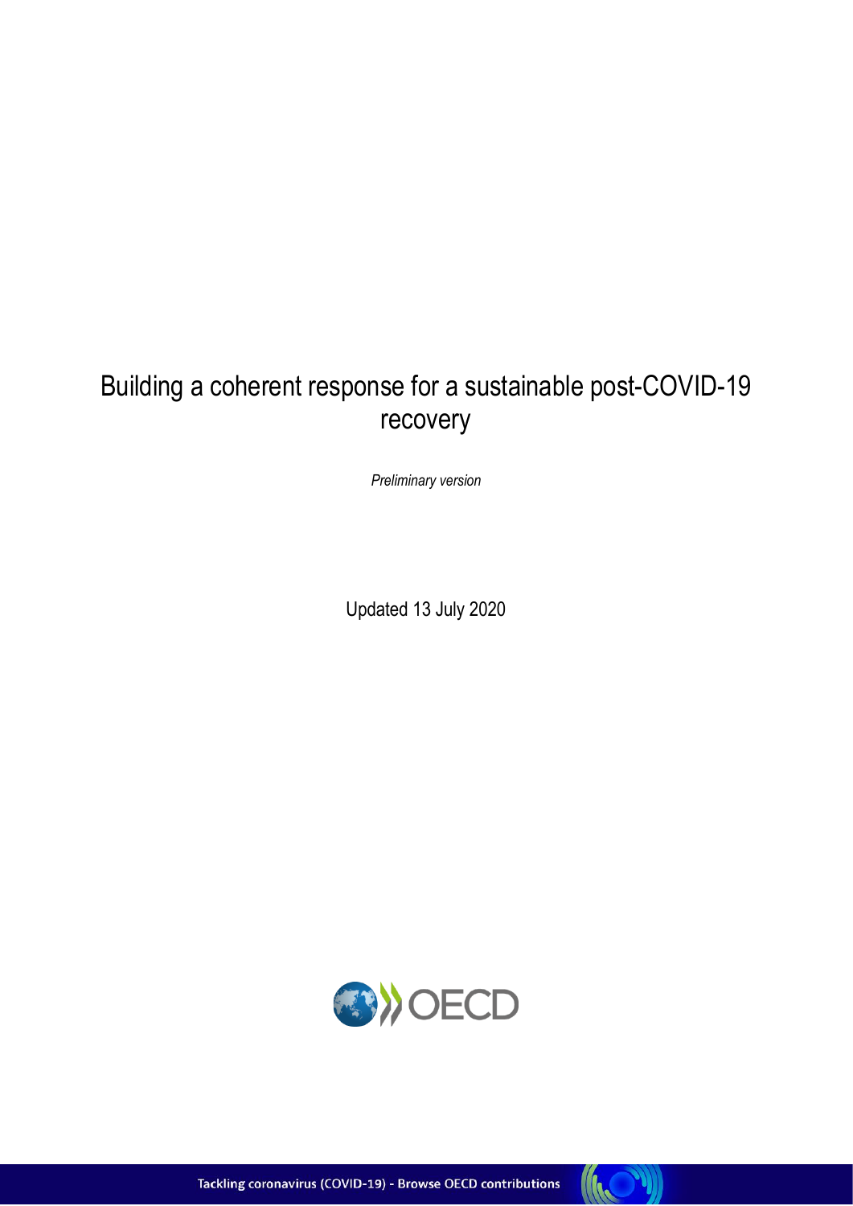# Building a coherent response for a sustainable post-COVID-19 recovery

*Preliminary version*

Updated 13 July 2020

Tackling coronavirus (COVID-19) - Browse OECD contributions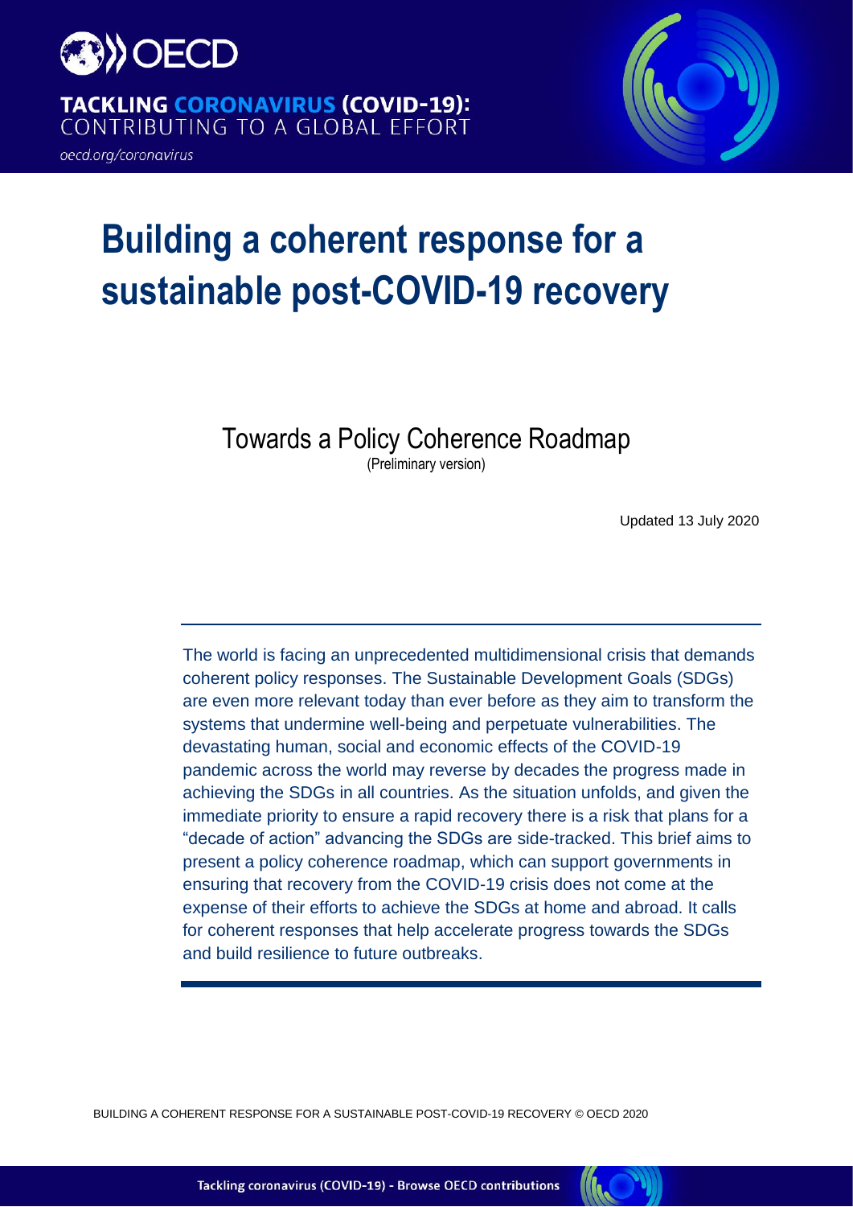# Building a coherent response for a sustainable post-COVID-19 recovery

Towards a Policy Coherence Roadmap

(Preliminary version)

Updated 13 July 2020

The world is facing an unprecedented multidimensional crisis that demands coherent policy responses. The Sustainable Development Goals (SDGs) are even more relevant today than ever before as they aim to transform the systems that undermine well-being and perpetuate vulnerabilities. The devastating human, social and economic effects of the COVID-19 pandemic across the world may reverse by decades the progress made in achieving the SDGs in all countries. As the situation unfolds, and given the immediate priority to ensure a rapid recovery there is a risk that plans for a "decade of action" advancing the SDGs are side-tracked. This brief aims to present a policy coherence roadmap, which can support governments in ensuring that recovery from the COVID-19 crisis does not come at the expense of their efforts to achieve the SDGs at home and abroad. It calls for coherent responses that help accelerate progress towards the SDGs and build resilience to future outbreaks.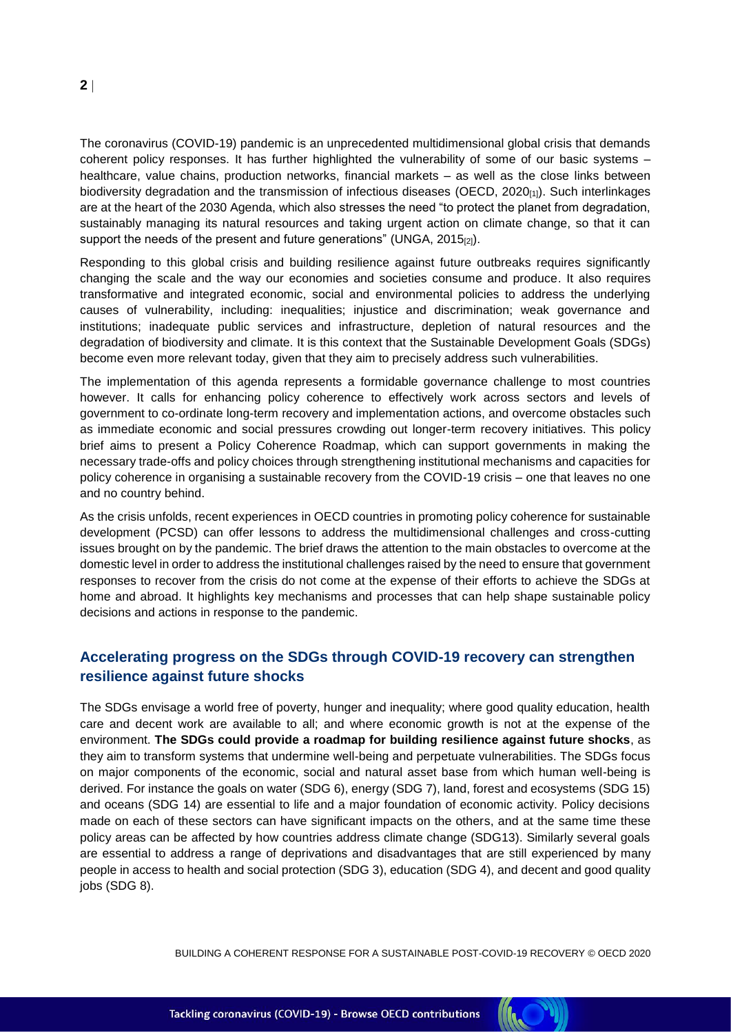The coronavirus (COVID-19) pandemic is an unprecedented multidimensional global crisis that demands coherent policy responses. It has further highlighted the vulnerability of some of our basic systems – healthcare, value chains, production networks, financial markets – as well as the close links between biodiversity degradation and the transmission of infectious diseases (OECD, 2020[1]). Such interlinkages are at the heart of the 2030 Agenda, which also stresses the need "to protect the planet from degradation, sustainably managing its natural resources and taking urgent action on climate change, so that it can support the needs of the present and future generations" (UNGA, 2015[2]).

Responding to this global crisis and building resilience against future outbreaks requires significantly changing the scale and the way our economies and societies consume and produce. It also requires transformative and integrated economic, social and environmental policies to address the underlying causes of vulnerability, including: inequalities; injustice and discrimination; weak governance and institutions; inadequate public services and infrastructure, depletion of natural resources and the degradation of biodiversity and climate. It is this context that the Sustainable Development Goals (SDGs) become even more relevant today, given that they aim to precisely address such vulnerabilities.

The implementation of this agenda represents a formidable governance challenge to most countries however. It calls for enhancing policy coherence to effectively work across sectors and levels of government to co-ordinate long-term recovery and implementation actions, and overcome obstacles such as immediate economic and social pressures crowding out longer-term recovery initiatives. This policy brief aims to present a Policy Coherence Roadmap, which can support governments in making the necessary trade-offs and policy choices through strengthening institutional mechanisms and capacities for policy coherence in organising a sustainable recovery from the COVID-19 crisis – one that leaves no one and no country behind.

As the crisis unfolds, recent experiences in OECD countries in promoting policy coherence for sustainable development (PCSD) can offer lessons to address the multidimensional challenges and cross-cutting issues brought on by the pandemic. The brief draws the attention to the main obstacles to overcome at the domestic level in order to address the institutional challenges raised by the need to ensure that government responses to recover from the crisis do not come at the expense of their efforts to achieve the SDGs at home and abroad. It highlights key mechanisms and processes that can help shape sustainable policy decisions and actions in response to the pandemic.

## Accelerating progress on the SDGs through COVID-19 recovery can strengthen resilience against future shocks

The SDGs envisage a world free of poverty, hunger and inequality; where good quality education, health care and decent work are available to all; and where economic growth is not at the expense of the environment. **The SDGs could provide a roadmap for building resilience against future shocks**, as they aim to transform systems that undermine well-being and perpetuate vulnerabilities. The SDGs focus on major components of the economic, social and natural asset base from which human well-being is derived. For instance the goals on water (SDG 6), energy (SDG 7), land, forest and ecosystems (SDG 15) and oceans (SDG 14) are essential to life and a major foundation of economic activity. Policy decisions made on each of these sectors can have significant impacts on the others, and at the same time these policy areas can be affected by how countries address climate change (SDG13). Similarly several goals are essential to address a range of deprivations and disadvantages that are still experienced by many people in access to health and social protection (SDG 3), education (SDG 4), and decent and good quality jobs (SDG 8).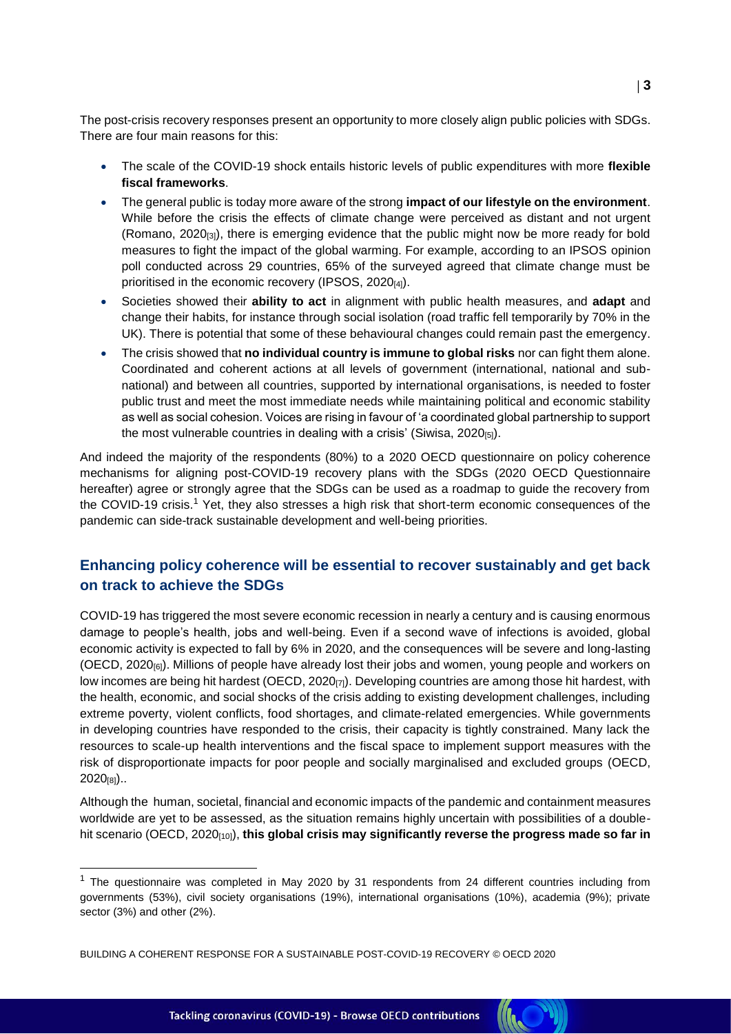The post-crisis recovery responses present an opportunity to more closely align public policies with SDGs. There are four main reasons for this:

- The scale of the COVID-19 shock entails historic levels of public expenditures with more **flexible fiscal frameworks**.
- The general public is today more aware of the strong **impact of our lifestyle on the environment**. While before the crisis the effects of climate change were perceived as distant and not urgent (Romano, 2020[3]), there is emerging evidence that the public might now be more ready for bold measures to fight the impact of the global warming. For example, according to an IPSOS opinion poll conducted across 29 countries, 65% of the surveyed agreed that climate change must be prioritised in the economic recovery (IPSOS, 2020[4]).
- Societies showed their **ability to act** in alignment with public health measures, and **adapt** and change their habits, for instance through social isolation (road traffic fell temporarily by 70% in the UK). There is potential that some of these behavioural changes could remain past the emergency.
- The crisis showed that **no individual country is immune to global risks** nor can fight them alone. Coordinated and coherent actions at all levels of government (international, national and sub-national) and between all countries, supported by international organisations, is needed to foster public trust and meet the most immediate needs while maintaining political and economic stability as well as social cohesion. Voices are rising in favour of 'a coordinated global partnership to support the most vulnerable countries in dealing with a crisis' (Siwisa, 2020[5]).

And indeed the majority of the respondents (80%) to a 2020 OECD questionnaire on policy coherence mechanisms for aligning post-COVID-19 recovery plans with the SDGs (2020 OECD Questionnaire hereafter) agree or strongly agree that the SDGs can be used as a roadmap to guide the recovery from the COVID-19 crisis.[1] Yet, they also stresses a high risk that short-term economic consequences of the pandemic can side-track sustainable development and well-being priorities.

## Enhancing policy coherence will be essential to recover sustainably and get back on track to achieve the SDGs

COVID-19 has triggered the most severe economic recession in nearly a century and is causing enormous damage to people's health, jobs and well-being. Even if a second wave of infections is avoided, global economic activity is expected to fall by 6% in 2020, and the consequences will be severe and long-lasting (OECD, 2020[6]). Millions of people have already lost their jobs and women, young people and workers on low incomes are being hit hardest (OECD, 2020[7]). Developing countries are among those hit hardest, with the health, economic, and social shocks of the crisis adding to existing development challenges, including extreme poverty, violent conflicts, food shortages, and climate-related emergencies. While governments in developing countries have responded to the crisis, their capacity is tightly constrained. Many lack the resources to scale-up health interventions and the fiscal space to implement support measures with the risk of disproportionate impacts for poor people and socially marginalised and excluded groups (OECD, 2020[8])..

Although the human, societal, financial and economic impacts of the pandemic and containment measures worldwide are yet to be assessed, as the situation remains highly uncertain with possibilities of a double-hit scenario (OECD, 2020[10]), **this global crisis may significantly reverse the progress made so far in**

[1] The questionnaire was completed in May 2020 by 31 respondents from 24 different countries including from governments (53%), civil society organisations (19%), international organisations (10%), academia (9%); private sector (3%) and other (2%).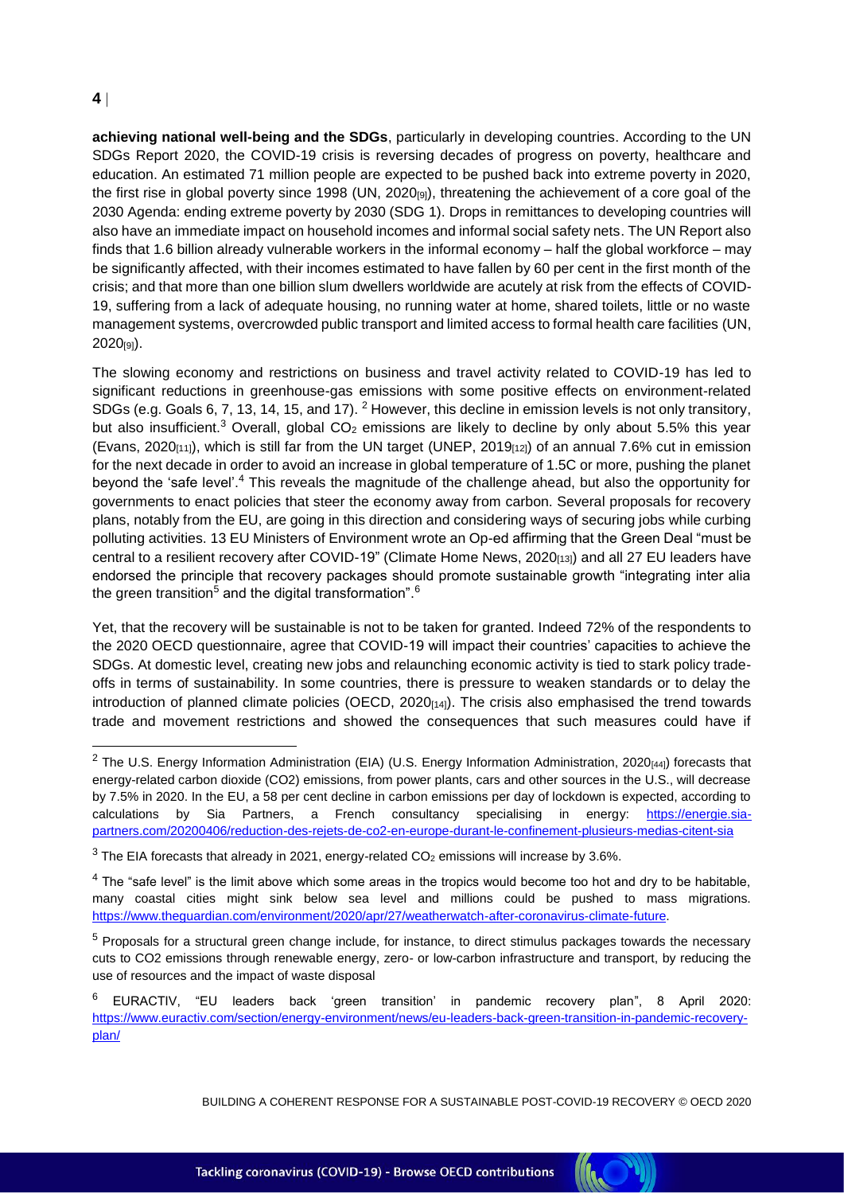**achieving national well-being and the SDGs**, particularly in developing countries. According to the UN SDGs Report 2020, the COVID-19 crisis is reversing decades of progress on poverty, healthcare and education. An estimated 71 million people are expected to be pushed back into extreme poverty in 2020, the first rise in global poverty since 1998 (UN, 2020[9]), threatening the achievement of a core goal of the 2030 Agenda: ending extreme poverty by 2030 (SDG 1). Drops in remittances to developing countries will also have an immediate impact on household incomes and informal social safety nets. The UN Report also finds that 1.6 billion already vulnerable workers in the informal economy – half the global workforce – may be significantly affected, with their incomes estimated to have fallen by 60 per cent in the first month of the crisis; and that more than one billion slum dwellers worldwide are acutely at risk from the effects of COVID-19, suffering from a lack of adequate housing, no running water at home, shared toilets, little or no waste management systems, overcrowded public transport and limited access to formal health care facilities (UN, 2020[9]).

The slowing economy and restrictions on business and travel activity related to COVID-19 has led to significant reductions in greenhouse-gas emissions with some positive effects on environment-related SDGs (e.g. Goals 6, 7, 13, 14, 15, and 17).[2] However, this decline in emission levels is not only transitory, but also insufficient.[3] Overall, global $CO_2$ emissions are likely to decline by only about 5.5% this year (Evans, 2020[11]), which is still far from the UN target (UNEP, 2019[12]) of an annual 7.6% cut in emission for the next decade in order to avoid an increase in global temperature of 1.5C or more, pushing the planet beyond the 'safe level'.[4] This reveals the magnitude of the challenge ahead, but also the opportunity for governments to enact policies that steer the economy away from carbon. Several proposals for recovery plans, notably from the EU, are going in this direction and considering ways of securing jobs while curbing polluting activities. 13 EU Ministers of Environment wrote an Op-ed affirming that the Green Deal "must be central to a resilient recovery after COVID-19" (Climate Home News, 2020[13]) and all 27 EU leaders have endorsed the principle that recovery packages should promote sustainable growth "integrating inter alia the green transition[5] and the digital transformation".[6]

Yet, that the recovery will be sustainable is not to be taken for granted. Indeed 72% of the respondents to the 2020 OECD questionnaire, agree that COVID-19 will impact their countries' capacities to achieve the SDGs. At domestic level, creating new jobs and relaunching economic activity is tied to stark policy trade-offs in terms of sustainability. In some countries, there is pressure to weaken standards or to delay the introduction of planned climate policies (OECD, 2020[14]). The crisis also emphasised the trend towards trade and movement restrictions and showed the consequences that such measures could have if

---

[2] The U.S. Energy Information Administration (EIA) (U.S. Energy Information Administration, 2020[44]) forecasts that energy-related carbon dioxide (CO2) emissions, from power plants, cars and other sources in the U.S., will decrease by 7.5% in 2020. In the EU, a 58 per cent decline in carbon emissions per day of lockdown is expected, according to calculations by Sia Partners, a French consultancy specialising in energy: https://energie.sia-partners.com/20200406/reduction-des-rejets-de-co2-en-europe-durant-le-confinement-plusieurs-medias-citent-sia

[3] The EIA forecasts that already in 2021, energy-related $CO_2$ emissions will increase by 3.6%.

[4] The "safe level" is the limit above which some areas in the tropics would become too hot and dry to be habitable, many coastal cities might sink below sea level and millions could be pushed to mass migrations. https://www.theguardian.com/environment/2020/apr/27/weatherwatch-after-coronavirus-climate-future.

[5] Proposals for a structural green change include, for instance, to direct stimulus packages towards the necessary cuts to CO2 emissions through renewable energy, zero- or low-carbon infrastructure and transport, by reducing the use of resources and the impact of waste disposal

[6] EURACTIV, "EU leaders back 'green transition' in pandemic recovery plan", 8 April 2020: https://www.euractiv.com/section/energy-environment/news/eu-leaders-back-green-transition-in-pandemic-recovery-plan/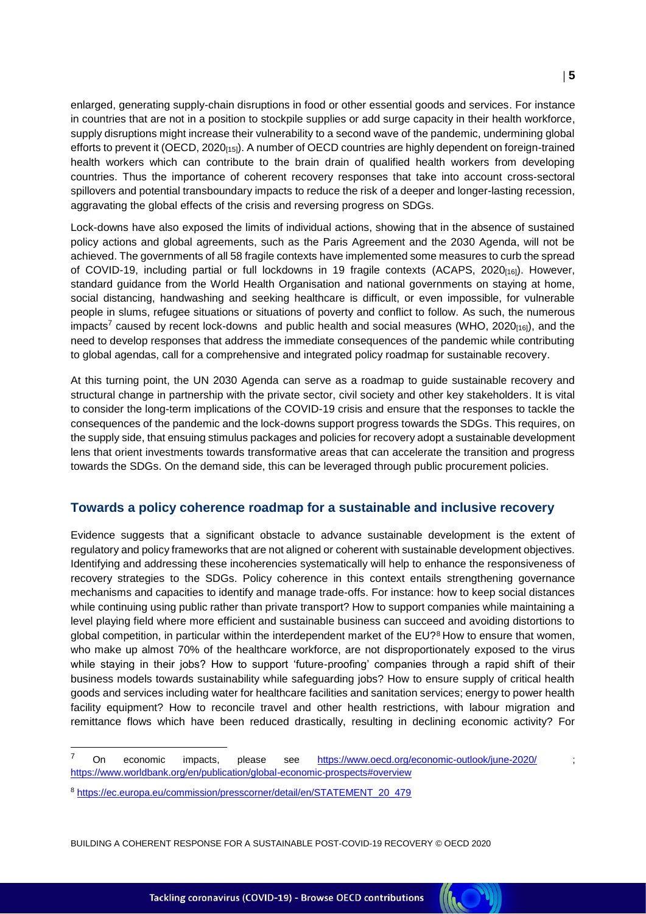enlarged, generating supply-chain disruptions in food or other essential goods and services. For instance in countries that are not in a position to stockpile supplies or add surge capacity in their health workforce, supply disruptions might increase their vulnerability to a second wave of the pandemic, undermining global efforts to prevent it (OECD, 2020[15]). A number of OECD countries are highly dependent on foreign-trained health workers which can contribute to the brain drain of qualified health workers from developing countries. Thus the importance of coherent recovery responses that take into account cross-sectoral spillovers and potential transboundary impacts to reduce the risk of a deeper and longer-lasting recession, aggravating the global effects of the crisis and reversing progress on SDGs.

Lock-downs have also exposed the limits of individual actions, showing that in the absence of sustained policy actions and global agreements, such as the Paris Agreement and the 2030 Agenda, will not be achieved. The governments of all 58 fragile contexts have implemented some measures to curb the spread of COVID-19, including partial or full lockdowns in 19 fragile contexts (ACAPS, 2020[16]). However, standard guidance from the World Health Organisation and national governments on staying at home, social distancing, handwashing and seeking healthcare is difficult, or even impossible, for vulnerable people in slums, refugee situations or situations of poverty and conflict to follow. As such, the numerous impacts[7] caused by recent lock-downs and public health and social measures (WHO, 2020[16]), and the need to develop responses that address the immediate consequences of the pandemic while contributing to global agendas, call for a comprehensive and integrated policy roadmap for sustainable recovery.

At this turning point, the UN 2030 Agenda can serve as a roadmap to guide sustainable recovery and structural change in partnership with the private sector, civil society and other key stakeholders. It is vital to consider the long-term implications of the COVID-19 crisis and ensure that the responses to tackle the consequences of the pandemic and the lock-downs support progress towards the SDGs. This requires, on the supply side, that ensuing stimulus packages and policies for recovery adopt a sustainable development lens that orient investments towards transformative areas that can accelerate the transition and progress towards the SDGs. On the demand side, this can be leveraged through public procurement policies.

## Towards a policy coherence roadmap for a sustainable and inclusive recovery

Evidence suggests that a significant obstacle to advance sustainable development is the extent of regulatory and policy frameworks that are not aligned or coherent with sustainable development objectives. Identifying and addressing these incoherencies systematically will help to enhance the responsiveness of recovery strategies to the SDGs. Policy coherence in this context entails strengthening governance mechanisms and capacities to identify and manage trade-offs. For instance: how to keep social distances while continuing using public rather than private transport? How to support companies while maintaining a level playing field where more efficient and sustainable business can succeed and avoiding distortions to global competition, in particular within the interdependent market of the EU?[8] How to ensure that women, who make up almost 70% of the healthcare workforce, are not disproportionately exposed to the virus while staying in their jobs? How to support 'future-proofing' companies through a rapid shift of their business models towards sustainability while safeguarding jobs? How to ensure supply of critical health goods and services including water for healthcare facilities and sanitation services; energy to power health facility equipment? How to reconcile travel and other health restrictions, with labour migration and remittance flows which have been reduced drastically, resulting in declining economic activity? For

[7] On economic impacts, please see https://www.oecd.org/economic-outlook/june-2020/ ; https://www.worldbank.org/en/publication/global-economic-prospects#overview

[8] https://ec.europa.eu/commission/presscorner/detail/en/STATEMENT_20_479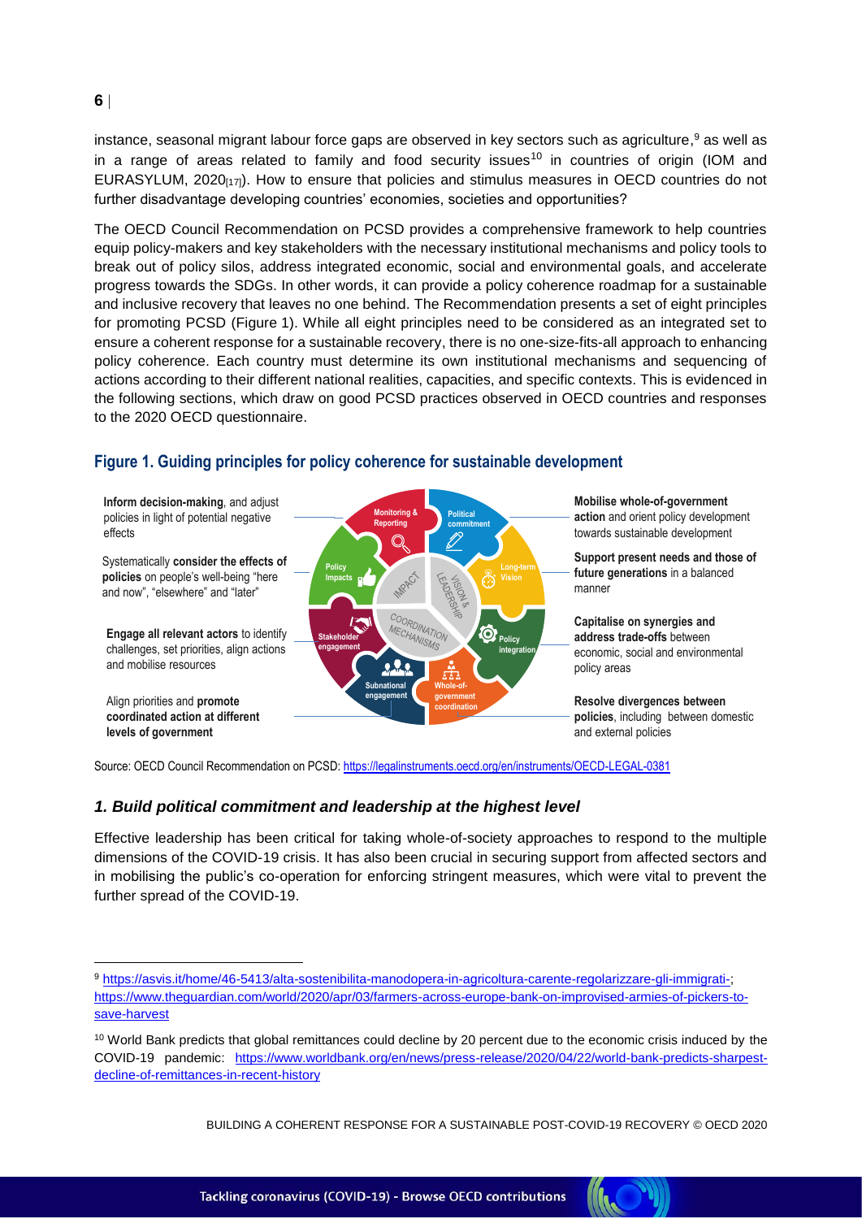instance, seasonal migrant labour force gaps are observed in key sectors such as agriculture,[9] as well as in a range of areas related to family and food security issues[10] in countries of origin (IOM and EURASYLUM, 2020[17]). How to ensure that policies and stimulus measures in OECD countries do not further disadvantage developing countries' economies, societies and opportunities?

The OECD Council Recommendation on PCSD provides a comprehensive framework to help countries equip policy-makers and key stakeholders with the necessary institutional mechanisms and policy tools to break out of policy silos, address integrated economic, social and environmental goals, and accelerate progress towards the SDGs. In other words, it can provide a policy coherence roadmap for a sustainable and inclusive recovery that leaves no one behind. The Recommendation presents a set of eight principles for promoting PCSD (Figure 1). While all eight principles need to be considered as an integrated set to ensure a coherent response for a sustainable recovery, there is no one-size-fits-all approach to enhancing policy coherence. Each country must determine its own institutional mechanisms and sequencing of actions according to their different national realities, capacities, and specific contexts. This is evidenced in the following sections, which draw on good PCSD practices observed in OECD countries and responses to the 2020 OECD questionnaire.

**Figure 1. Guiding principles for policy coherence for sustainable development**

- **Political commitment** – **Mobilise whole-of-government action** and orient policy development towards sustainable development
- **Long-term Vision** – **Support present needs and those of future generations** in a balanced manner
- **Policy integration** – **Capitalise on synergies and address trade-offs** between economic, social and environmental policy areas
- **Whole-of-government coordination** – **Resolve divergences between policies**, including between domestic and external policies
- **Subnational engagement** – Align priorities and **promote coordinated action at different levels of government**
- **Stakeholder engagement** – **Engage all relevant actors** to identify challenges, set priorities, align actions and mobilise resources
- **Policy Impacts** – Systematically **consider the effects of policies** on people's well-being "here and now", "elsewhere" and "later"
- **Monitoring & Reporting** – **Inform decision-making**, and adjust policies in light of potential negative effects

(Central groupings: VISION & LEADERSHIP; COORDINATION MECHANISMS; IMPACT)

Source: OECD Council Recommendation on PCSD: https://legalinstruments.oecd.org/en/instruments/OECD-LEGAL-0381

### *1. Build political commitment and leadership at the highest level*

Effective leadership has been critical for taking whole-of-society approaches to respond to the multiple dimensions of the COVID-19 crisis. It has also been crucial in securing support from affected sectors and in mobilising the public's co-operation for enforcing stringent measures, which were vital to prevent the further spread of the COVID-19.

---

[9] https://asvis.it/home/46-5413/alta-sostenibilita-manodopera-in-agricoltura-carente-regolarizzare-gli-immigrati-; https://www.theguardian.com/world/2020/apr/03/farmers-across-europe-bank-on-improvised-armies-of-pickers-to-save-harvest

[10] World Bank predicts that global remittances could decline by 20 percent due to the economic crisis induced by the COVID-19 pandemic: https://www.worldbank.org/en/news/press-release/2020/04/22/world-bank-predicts-sharpest-decline-of-remittances-in-recent-history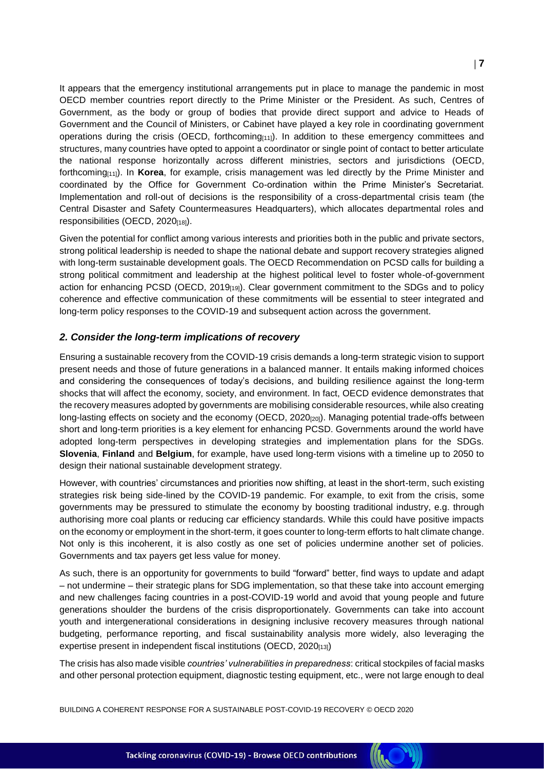It appears that the emergency institutional arrangements put in place to manage the pandemic in most OECD member countries report directly to the Prime Minister or the President. As such, Centres of Government, as the body or group of bodies that provide direct support and advice to Heads of Government and the Council of Ministers, or Cabinet have played a key role in coordinating government operations during the crisis (OECD, forthcoming[11]). In addition to these emergency committees and structures, many countries have opted to appoint a coordinator or single point of contact to better articulate the national response horizontally across different ministries, sectors and jurisdictions (OECD, forthcoming[11]). In **Korea**, for example, crisis management was led directly by the Prime Minister and coordinated by the Office for Government Co-ordination within the Prime Minister's Secretariat. Implementation and roll-out of decisions is the responsibility of a cross-departmental crisis team (the Central Disaster and Safety Countermeasures Headquarters), which allocates departmental roles and responsibilities (OECD, 2020[18]).

Given the potential for conflict among various interests and priorities both in the public and private sectors, strong political leadership is needed to shape the national debate and support recovery strategies aligned with long-term sustainable development goals. The OECD Recommendation on PCSD calls for building a strong political commitment and leadership at the highest political level to foster whole-of-government action for enhancing PCSD (OECD, 2019[19]). Clear government commitment to the SDGs and to policy coherence and effective communication of these commitments will be essential to steer integrated and long-term policy responses to the COVID-19 and subsequent action across the government.

### *2. Consider the long-term implications of recovery*

Ensuring a sustainable recovery from the COVID-19 crisis demands a long-term strategic vision to support present needs and those of future generations in a balanced manner. It entails making informed choices and considering the consequences of today's decisions, and building resilience against the long-term shocks that will affect the economy, society, and environment. In fact, OECD evidence demonstrates that the recovery measures adopted by governments are mobilising considerable resources, while also creating long-lasting effects on society and the economy (OECD, 2020[20]). Managing potential trade-offs between short and long-term priorities is a key element for enhancing PCSD. Governments around the world have adopted long-term perspectives in developing strategies and implementation plans for the SDGs. **Slovenia**, **Finland** and **Belgium**, for example, have used long-term visions with a timeline up to 2050 to design their national sustainable development strategy.

However, with countries' circumstances and priorities now shifting, at least in the short-term, such existing strategies risk being side-lined by the COVID-19 pandemic. For example, to exit from the crisis, some governments may be pressured to stimulate the economy by boosting traditional industry, e.g. through authorising more coal plants or reducing car efficiency standards. While this could have positive impacts on the economy or employment in the short-term, it goes counter to long-term efforts to halt climate change. Not only is this incoherent, it is also costly as one set of policies undermine another set of policies. Governments and tax payers get less value for money.

As such, there is an opportunity for governments to build "forward" better, find ways to update and adapt – not undermine – their strategic plans for SDG implementation, so that these take into account emerging and new challenges facing countries in a post-COVID-19 world and avoid that young people and future generations shoulder the burdens of the crisis disproportionately. Governments can take into account youth and intergenerational considerations in designing inclusive recovery measures through national budgeting, performance reporting, and fiscal sustainability analysis more widely, also leveraging the expertise present in independent fiscal institutions (OECD, 2020[13])

The crisis has also made visible *countries' vulnerabilities in preparedness*: critical stockpiles of facial masks and other personal protection equipment, diagnostic testing equipment, etc., were not large enough to deal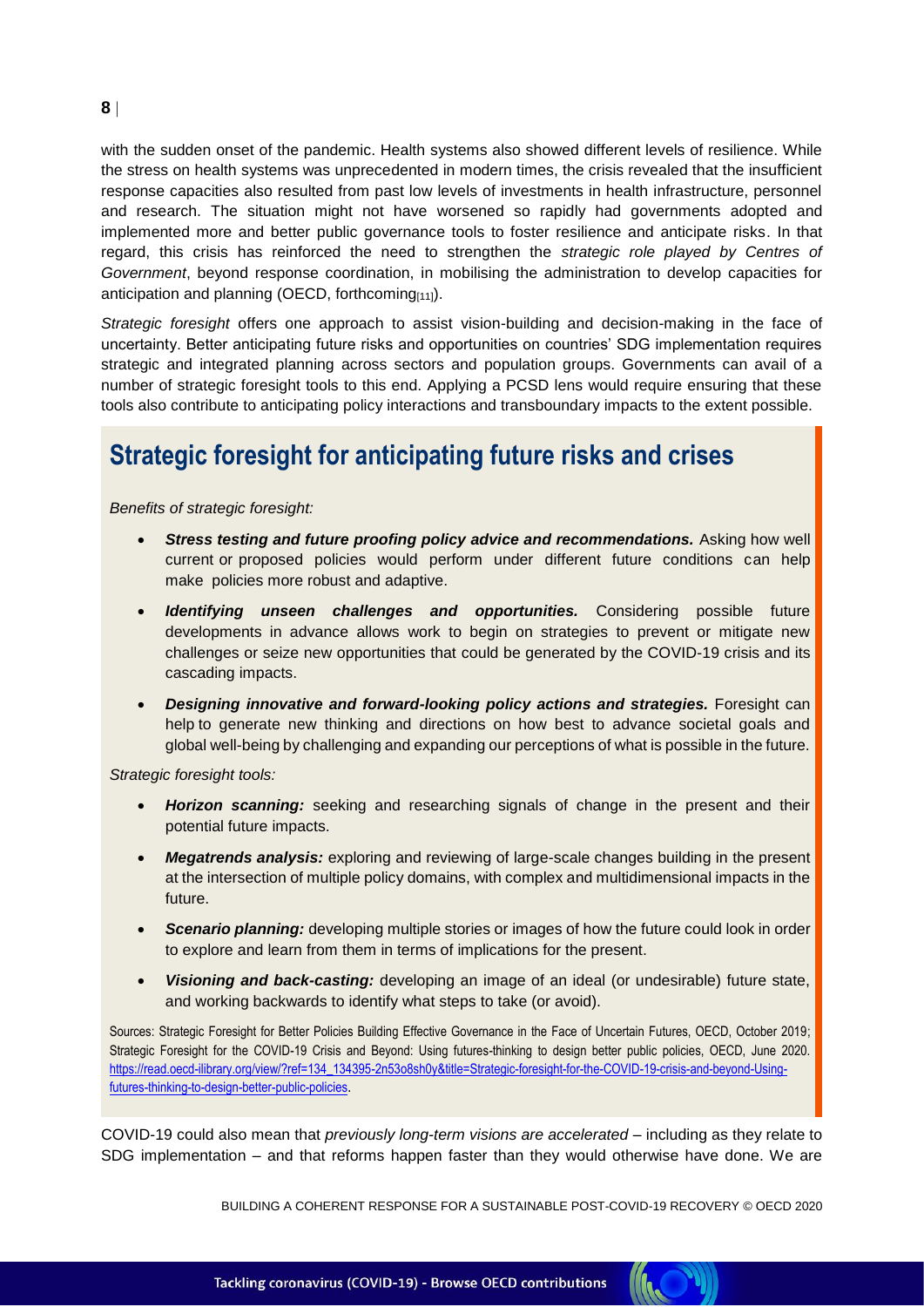with the sudden onset of the pandemic. Health systems also showed different levels of resilience. While the stress on health systems was unprecedented in modern times, the crisis revealed that the insufficient response capacities also resulted from past low levels of investments in health infrastructure, personnel and research. The situation might not have worsened so rapidly had governments adopted and implemented more and better public governance tools to foster resilience and anticipate risks. In that regard, this crisis has reinforced the need to strengthen the *strategic role played by Centres of Government*, beyond response coordination, in mobilising the administration to develop capacities for anticipation and planning (OECD, forthcoming[11]).

*Strategic foresight* offers one approach to assist vision-building and decision-making in the face of uncertainty. Better anticipating future risks and opportunities on countries' SDG implementation requires strategic and integrated planning across sectors and population groups. Governments can avail of a number of strategic foresight tools to this end. Applying a PCSD lens would require ensuring that these tools also contribute to anticipating policy interactions and transboundary impacts to the extent possible.

## Strategic foresight for anticipating future risks and crises

*Benefits of strategic foresight:*

- ***Stress testing and future proofing policy advice and recommendations.*** Asking how well current or proposed policies would perform under different future conditions can help make policies more robust and adaptive.
- ***Identifying unseen challenges and opportunities.*** Considering possible future developments in advance allows work to begin on strategies to prevent or mitigate new challenges or seize new opportunities that could be generated by the COVID-19 crisis and its cascading impacts.
- ***Designing innovative and forward-looking policy actions and strategies.*** Foresight can help to generate new thinking and directions on how best to advance societal goals and global well-being by challenging and expanding our perceptions of what is possible in the future.

*Strategic foresight tools:*

- ***Horizon scanning:*** seeking and researching signals of change in the present and their potential future impacts.
- ***Megatrends analysis:*** exploring and reviewing of large-scale changes building in the present at the intersection of multiple policy domains, with complex and multidimensional impacts in the future.
- ***Scenario planning:*** developing multiple stories or images of how the future could look in order to explore and learn from them in terms of implications for the present.
- ***Visioning and back-casting:*** developing an image of an ideal (or undesirable) future state, and working backwards to identify what steps to take (or avoid).

Sources: Strategic Foresight for Better Policies Building Effective Governance in the Face of Uncertain Futures, OECD, October 2019; Strategic Foresight for the COVID-19 Crisis and Beyond: Using futures-thinking to design better public policies, OECD, June 2020. https://read.oecd-ilibrary.org/view/?ref=134_134395-2n53o8sh0y&title=Strategic-foresight-for-the-COVID-19-crisis-and-beyond-Using-futures-thinking-to-design-better-public-policies.

COVID-19 could also mean that *previously long-term visions are accelerated* – including as they relate to SDG implementation – and that reforms happen faster than they would otherwise have done. We are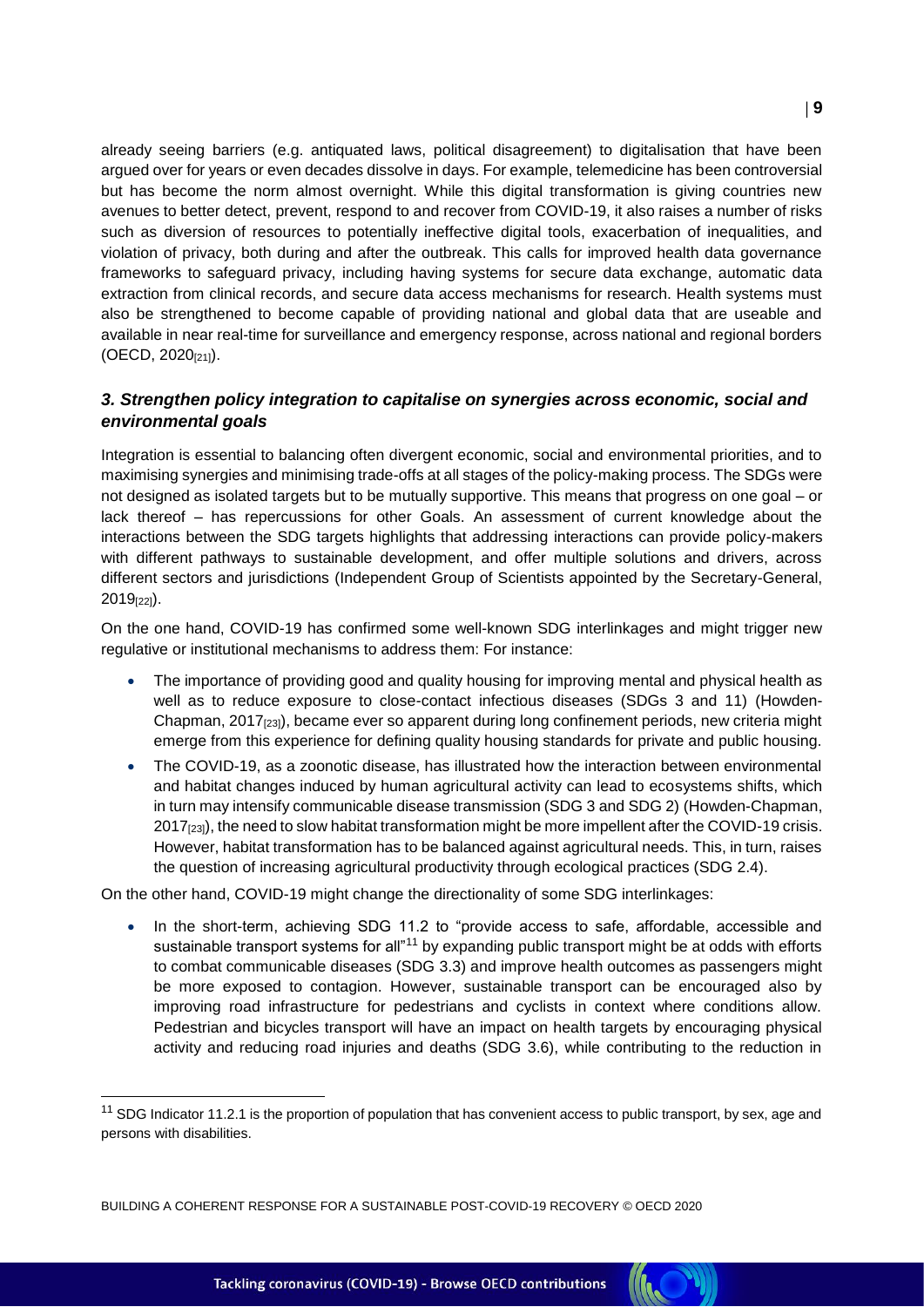already seeing barriers (e.g. antiquated laws, political disagreement) to digitalisation that have been argued over for years or even decades dissolve in days. For example, telemedicine has been controversial but has become the norm almost overnight. While this digital transformation is giving countries new avenues to better detect, prevent, respond to and recover from COVID-19, it also raises a number of risks such as diversion of resources to potentially ineffective digital tools, exacerbation of inequalities, and violation of privacy, both during and after the outbreak. This calls for improved health data governance frameworks to safeguard privacy, including having systems for secure data exchange, automatic data extraction from clinical records, and secure data access mechanisms for research. Health systems must also be strengthened to become capable of providing national and global data that are useable and available in near real-time for surveillance and emergency response, across national and regional borders (OECD, 2020[21]).

### *3. Strengthen policy integration to capitalise on synergies across economic, social and environmental goals*

Integration is essential to balancing often divergent economic, social and environmental priorities, and to maximising synergies and minimising trade-offs at all stages of the policy-making process. The SDGs were not designed as isolated targets but to be mutually supportive. This means that progress on one goal – or lack thereof – has repercussions for other Goals. An assessment of current knowledge about the interactions between the SDG targets highlights that addressing interactions can provide policy-makers with different pathways to sustainable development, and offer multiple solutions and drivers, across different sectors and jurisdictions (Independent Group of Scientists appointed by the Secretary-General, 2019[22]).

On the one hand, COVID-19 has confirmed some well-known SDG interlinkages and might trigger new regulative or institutional mechanisms to address them: For instance:

- The importance of providing good and quality housing for improving mental and physical health as well as to reduce exposure to close-contact infectious diseases (SDGs 3 and 11) (Howden-Chapman, 2017[23]), became ever so apparent during long confinement periods, new criteria might emerge from this experience for defining quality housing standards for private and public housing.
- The COVID-19, as a zoonotic disease, has illustrated how the interaction between environmental and habitat changes induced by human agricultural activity can lead to ecosystems shifts, which in turn may intensify communicable disease transmission (SDG 3 and SDG 2) (Howden-Chapman, 2017[23]), the need to slow habitat transformation might be more impellent after the COVID-19 crisis. However, habitat transformation has to be balanced against agricultural needs. This, in turn, raises the question of increasing agricultural productivity through ecological practices (SDG 2.4).

On the other hand, COVID-19 might change the directionality of some SDG interlinkages:

- In the short-term, achieving SDG 11.2 to "provide access to safe, affordable, accessible and sustainable transport systems for all"[11] by expanding public transport might be at odds with efforts to combat communicable diseases (SDG 3.3) and improve health outcomes as passengers might be more exposed to contagion. However, sustainable transport can be encouraged also by improving road infrastructure for pedestrians and cyclists in context where conditions allow. Pedestrian and bicycles transport will have an impact on health targets by encouraging physical activity and reducing road injuries and deaths (SDG 3.6), while contributing to the reduction in

[11] SDG Indicator 11.2.1 is the proportion of population that has convenient access to public transport, by sex, age and persons with disabilities.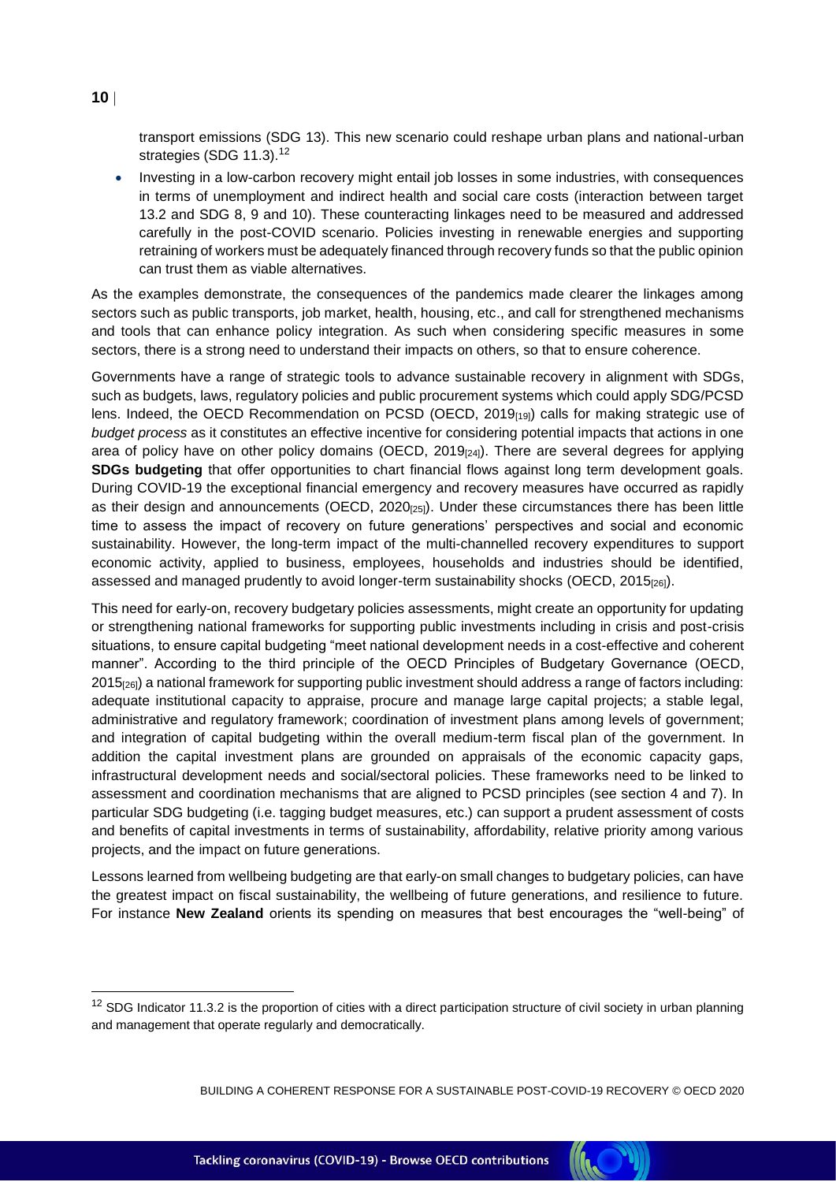transport emissions (SDG 13). This new scenario could reshape urban plans and national-urban strategies (SDG 11.3).[12]

- Investing in a low-carbon recovery might entail job losses in some industries, with consequences in terms of unemployment and indirect health and social care costs (interaction between target 13.2 and SDG 8, 9 and 10). These counteracting linkages need to be measured and addressed carefully in the post-COVID scenario. Policies investing in renewable energies and supporting retraining of workers must be adequately financed through recovery funds so that the public opinion can trust them as viable alternatives.

As the examples demonstrate, the consequences of the pandemics made clearer the linkages among sectors such as public transports, job market, health, housing, etc., and call for strengthened mechanisms and tools that can enhance policy integration. As such when considering specific measures in some sectors, there is a strong need to understand their impacts on others, so that to ensure coherence.

Governments have a range of strategic tools to advance sustainable recovery in alignment with SDGs, such as budgets, laws, regulatory policies and public procurement systems which could apply SDG/PCSD lens. Indeed, the OECD Recommendation on PCSD (OECD, 2019[19]) calls for making strategic use of *budget process* as it constitutes an effective incentive for considering potential impacts that actions in one area of policy have on other policy domains (OECD, 2019[24]). There are several degrees for applying **SDGs budgeting** that offer opportunities to chart financial flows against long term development goals. During COVID-19 the exceptional financial emergency and recovery measures have occurred as rapidly as their design and announcements (OECD, 2020[25]). Under these circumstances there has been little time to assess the impact of recovery on future generations' perspectives and social and economic sustainability. However, the long-term impact of the multi-channelled recovery expenditures to support economic activity, applied to business, employees, households and industries should be identified, assessed and managed prudently to avoid longer-term sustainability shocks (OECD, 2015[26]).

This need for early-on, recovery budgetary policies assessments, might create an opportunity for updating or strengthening national frameworks for supporting public investments including in crisis and post-crisis situations, to ensure capital budgeting "meet national development needs in a cost-effective and coherent manner". According to the third principle of the OECD Principles of Budgetary Governance (OECD, 2015[26]) a national framework for supporting public investment should address a range of factors including: adequate institutional capacity to appraise, procure and manage large capital projects; a stable legal, administrative and regulatory framework; coordination of investment plans among levels of government; and integration of capital budgeting within the overall medium-term fiscal plan of the government. In addition the capital investment plans are grounded on appraisals of the economic capacity gaps, infrastructural development needs and social/sectoral policies. These frameworks need to be linked to assessment and coordination mechanisms that are aligned to PCSD principles (see section 4 and 7). In particular SDG budgeting (i.e. tagging budget measures, etc.) can support a prudent assessment of costs and benefits of capital investments in terms of sustainability, affordability, relative priority among various projects, and the impact on future generations.

Lessons learned from wellbeing budgeting are that early-on small changes to budgetary policies, can have the greatest impact on fiscal sustainability, the wellbeing of future generations, and resilience to future. For instance **New Zealand** orients its spending on measures that best encourages the "well-being" of

[12] SDG Indicator 11.3.2 is the proportion of cities with a direct participation structure of civil society in urban planning and management that operate regularly and democratically.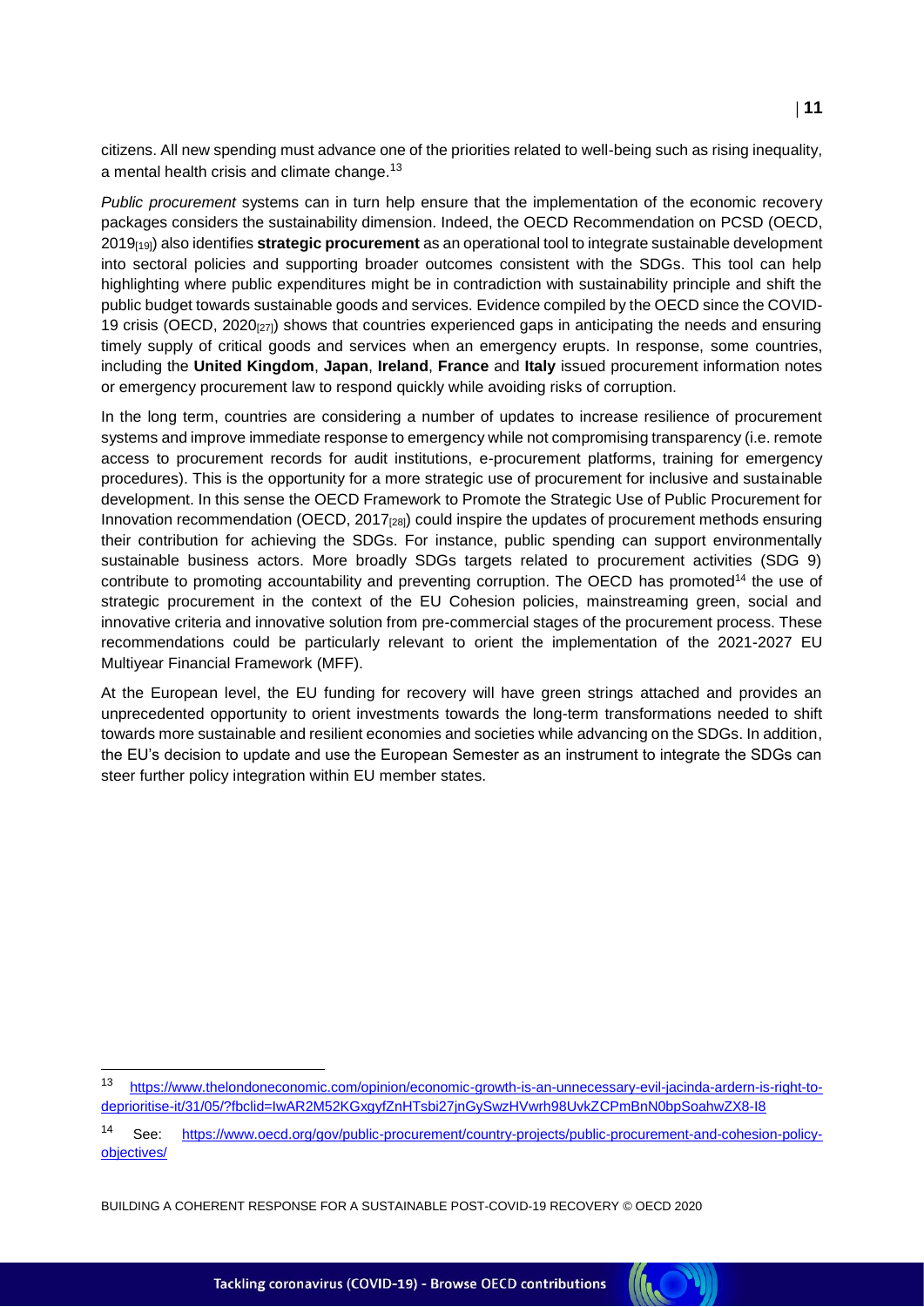citizens. All new spending must advance one of the priorities related to well-being such as rising inequality, a mental health crisis and climate change.[13]

*Public procurement* systems can in turn help ensure that the implementation of the economic recovery packages considers the sustainability dimension. Indeed, the OECD Recommendation on PCSD (OECD, 2019[19]) also identifies **strategic procurement** as an operational tool to integrate sustainable development into sectoral policies and supporting broader outcomes consistent with the SDGs. This tool can help highlighting where public expenditures might be in contradiction with sustainability principle and shift the public budget towards sustainable goods and services. Evidence compiled by the OECD since the COVID-19 crisis (OECD, 2020[27]) shows that countries experienced gaps in anticipating the needs and ensuring timely supply of critical goods and services when an emergency erupts. In response, some countries, including the **United Kingdom**, **Japan**, **Ireland**, **France** and **Italy** issued procurement information notes or emergency procurement law to respond quickly while avoiding risks of corruption.

In the long term, countries are considering a number of updates to increase resilience of procurement systems and improve immediate response to emergency while not compromising transparency (i.e. remote access to procurement records for audit institutions, e-procurement platforms, training for emergency procedures). This is the opportunity for a more strategic use of procurement for inclusive and sustainable development. In this sense the OECD Framework to Promote the Strategic Use of Public Procurement for Innovation recommendation (OECD, 2017[28]) could inspire the updates of procurement methods ensuring their contribution for achieving the SDGs. For instance, public spending can support environmentally sustainable business actors. More broadly SDGs targets related to procurement activities (SDG 9) contribute to promoting accountability and preventing corruption. The OECD has promoted[14] the use of strategic procurement in the context of the EU Cohesion policies, mainstreaming green, social and innovative criteria and innovative solution from pre-commercial stages of the procurement process. These recommendations could be particularly relevant to orient the implementation of the 2021-2027 EU Multiyear Financial Framework (MFF).

At the European level, the EU funding for recovery will have green strings attached and provides an unprecedented opportunity to orient investments towards the long-term transformations needed to shift towards more sustainable and resilient economies and societies while advancing on the SDGs. In addition, the EU's decision to update and use the European Semester as an instrument to integrate the SDGs can steer further policy integration within EU member states.

---

[13] https://www.thelondoneconomic.com/opinion/economic-growth-is-an-unnecessary-evil-jacinda-ardern-is-right-to-deprioritise-it/31/05/?fbclid=IwAR2M52KGxgyfZnHTsbi27jnGySwzHVwrh98UvkZCPmBnN0bpSoahwZX8-I8

[14] See: https://www.oecd.org/gov/public-procurement/country-projects/public-procurement-and-cohesion-policy-objectives/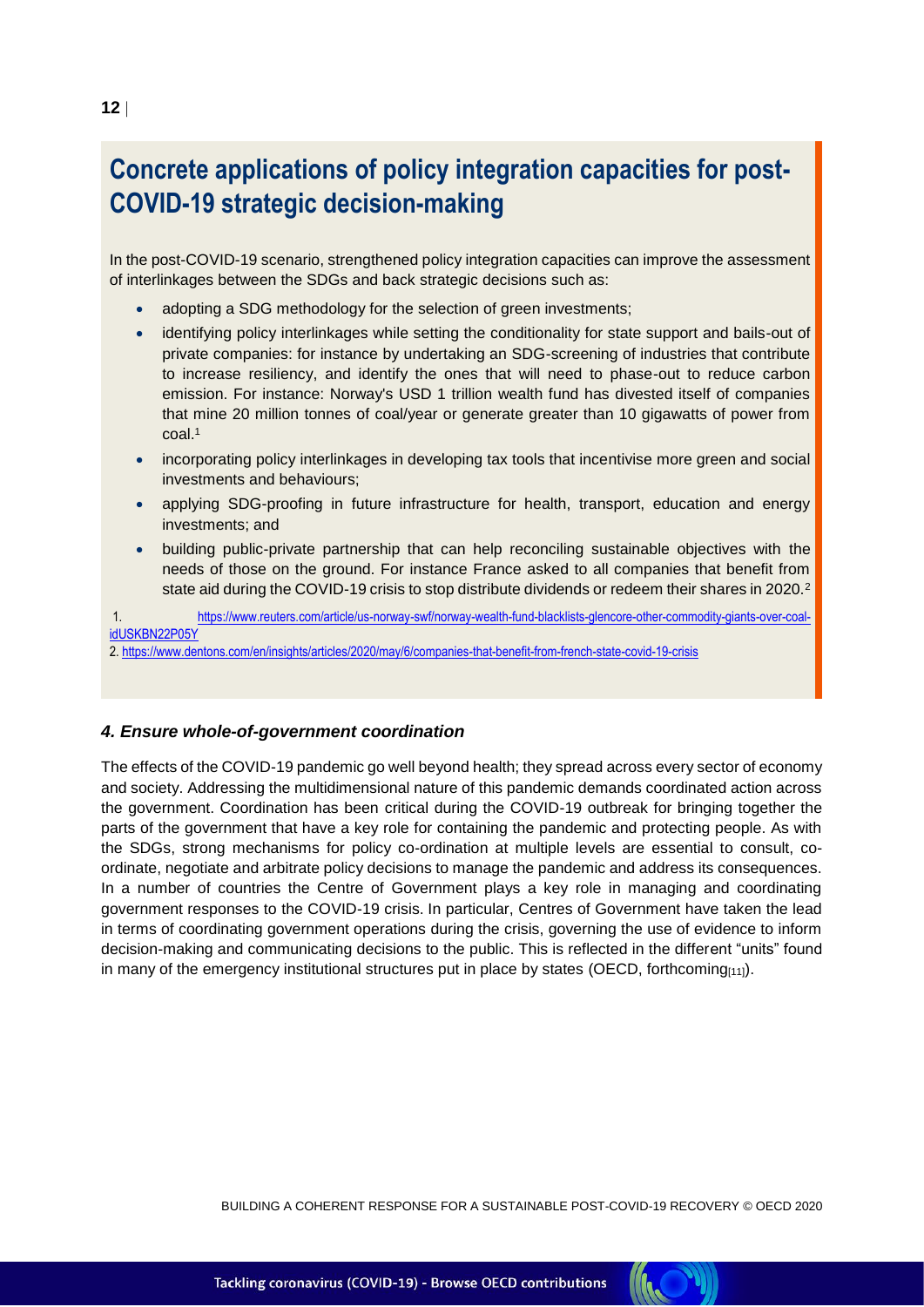## Concrete applications of policy integration capacities for post-COVID-19 strategic decision-making

In the post-COVID-19 scenario, strengthened policy integration capacities can improve the assessment of interlinkages between the SDGs and back strategic decisions such as:

- adopting a SDG methodology for the selection of green investments;
- identifying policy interlinkages while setting the conditionality for state support and bails-out of private companies: for instance by undertaking an SDG-screening of industries that contribute to increase resiliency, and identify the ones that will need to phase-out to reduce carbon emission. For instance: Norway's USD 1 trillion wealth fund has divested itself of companies that mine 20 million tonnes of coal/year or generate greater than 10 gigawatts of power from coal.[1]
- incorporating policy interlinkages in developing tax tools that incentivise more green and social investments and behaviours;
- applying SDG-proofing in future infrastructure for health, transport, education and energy investments; and
- building public-private partnership that can help reconciling sustainable objectives with the needs of those on the ground. For instance France asked to all companies that benefit from state aid during the COVID-19 crisis to stop distribute dividends or redeem their shares in 2020.[2]

1. https://www.reuters.com/article/us-norway-swf/norway-wealth-fund-blacklists-glencore-other-commodity-giants-over-coal-idUSKBN22P05Y

2. https://www.dentons.com/en/insights/articles/2020/may/6/companies-that-benefit-from-french-state-covid-19-crisis

### *4. Ensure whole-of-government coordination*

The effects of the COVID-19 pandemic go well beyond health; they spread across every sector of economy and society. Addressing the multidimensional nature of this pandemic demands coordinated action across the government. Coordination has been critical during the COVID-19 outbreak for bringing together the parts of the government that have a key role for containing the pandemic and protecting people. As with the SDGs, strong mechanisms for policy co-ordination at multiple levels are essential to consult, co-ordinate, negotiate and arbitrate policy decisions to manage the pandemic and address its consequences. In a number of countries the Centre of Government plays a key role in managing and coordinating government responses to the COVID-19 crisis. In particular, Centres of Government have taken the lead in terms of coordinating government operations during the crisis, governing the use of evidence to inform decision-making and communicating decisions to the public. This is reflected in the different "units" found in many of the emergency institutional structures put in place by states (OECD, forthcoming[11]).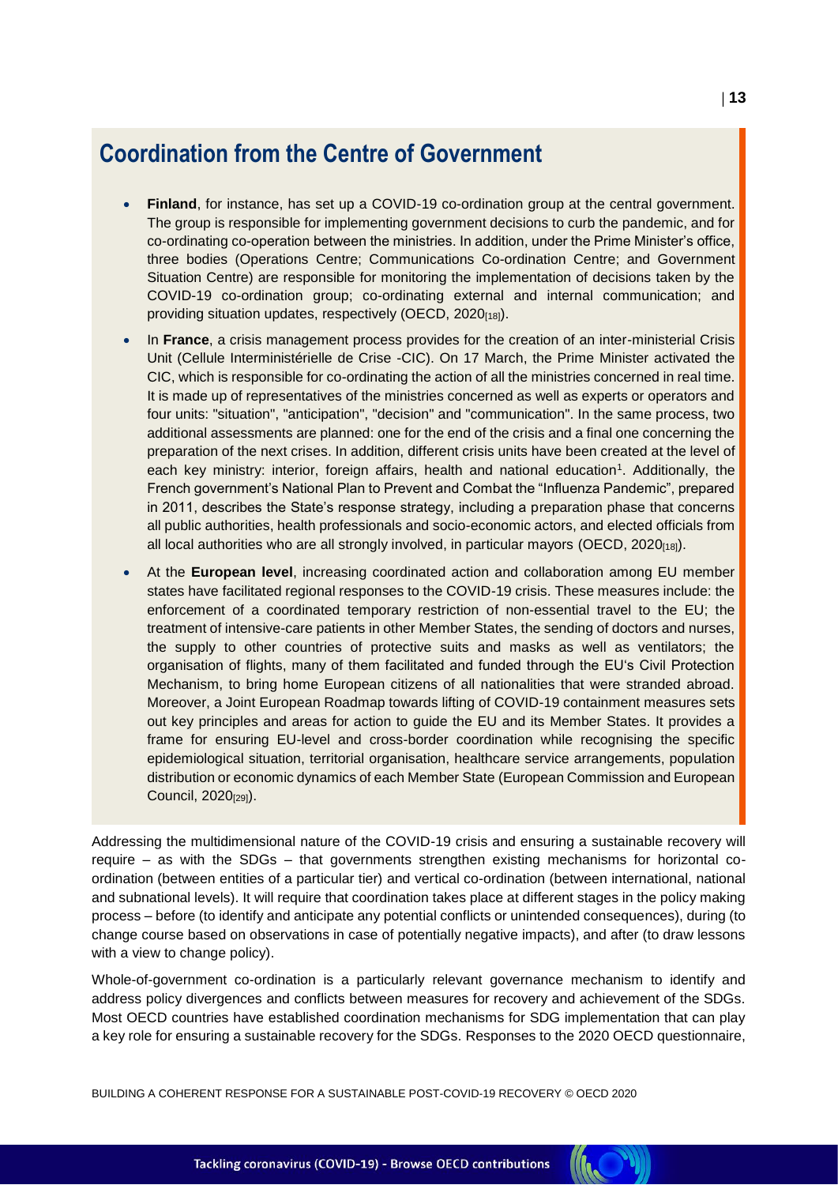## Coordination from the Centre of Government

- **Finland**, for instance, has set up a COVID-19 co-ordination group at the central government. The group is responsible for implementing government decisions to curb the pandemic, and for co-ordinating co-operation between the ministries. In addition, under the Prime Minister's office, three bodies (Operations Centre; Communications Co-ordination Centre; and Government Situation Centre) are responsible for monitoring the implementation of decisions taken by the COVID-19 co-ordination group; co-ordinating external and internal communication; and providing situation updates, respectively (OECD, 2020[18]).
- In **France**, a crisis management process provides for the creation of an inter-ministerial Crisis Unit (Cellule Interministérielle de Crise -CIC). On 17 March, the Prime Minister activated the CIC, which is responsible for co-ordinating the action of all the ministries concerned in real time. It is made up of representatives of the ministries concerned as well as experts or operators and four units: "situation", "anticipation", "decision" and "communication". In the same process, two additional assessments are planned: one for the end of the crisis and a final one concerning the preparation of the next crises. In addition, different crisis units have been created at the level of each key ministry: interior, foreign affairs, health and national education[1]. Additionally, the French government's National Plan to Prevent and Combat the "Influenza Pandemic", prepared in 2011, describes the State's response strategy, including a preparation phase that concerns all public authorities, health professionals and socio-economic actors, and elected officials from all local authorities who are all strongly involved, in particular mayors (OECD, 2020[18]).
- At the **European level**, increasing coordinated action and collaboration among EU member states have facilitated regional responses to the COVID-19 crisis. These measures include: the enforcement of a coordinated temporary restriction of non-essential travel to the EU; the treatment of intensive-care patients in other Member States, the sending of doctors and nurses, the supply to other countries of protective suits and masks as well as ventilators; the organisation of flights, many of them facilitated and funded through the EU's Civil Protection Mechanism, to bring home European citizens of all nationalities that were stranded abroad. Moreover, a Joint European Roadmap towards lifting of COVID-19 containment measures sets out key principles and areas for action to guide the EU and its Member States. It provides a frame for ensuring EU-level and cross-border coordination while recognising the specific epidemiological situation, territorial organisation, healthcare service arrangements, population distribution or economic dynamics of each Member State (European Commission and European Council, 2020[29]).

Addressing the multidimensional nature of the COVID-19 crisis and ensuring a sustainable recovery will require – as with the SDGs – that governments strengthen existing mechanisms for horizontal co-ordination (between entities of a particular tier) and vertical co-ordination (between international, national and subnational levels). It will require that coordination takes place at different stages in the policy making process – before (to identify and anticipate any potential conflicts or unintended consequences), during (to change course based on observations in case of potentially negative impacts), and after (to draw lessons with a view to change policy).

Whole-of-government co-ordination is a particularly relevant governance mechanism to identify and address policy divergences and conflicts between measures for recovery and achievement of the SDGs. Most OECD countries have established coordination mechanisms for SDG implementation that can play a key role for ensuring a sustainable recovery for the SDGs. Responses to the 2020 OECD questionnaire,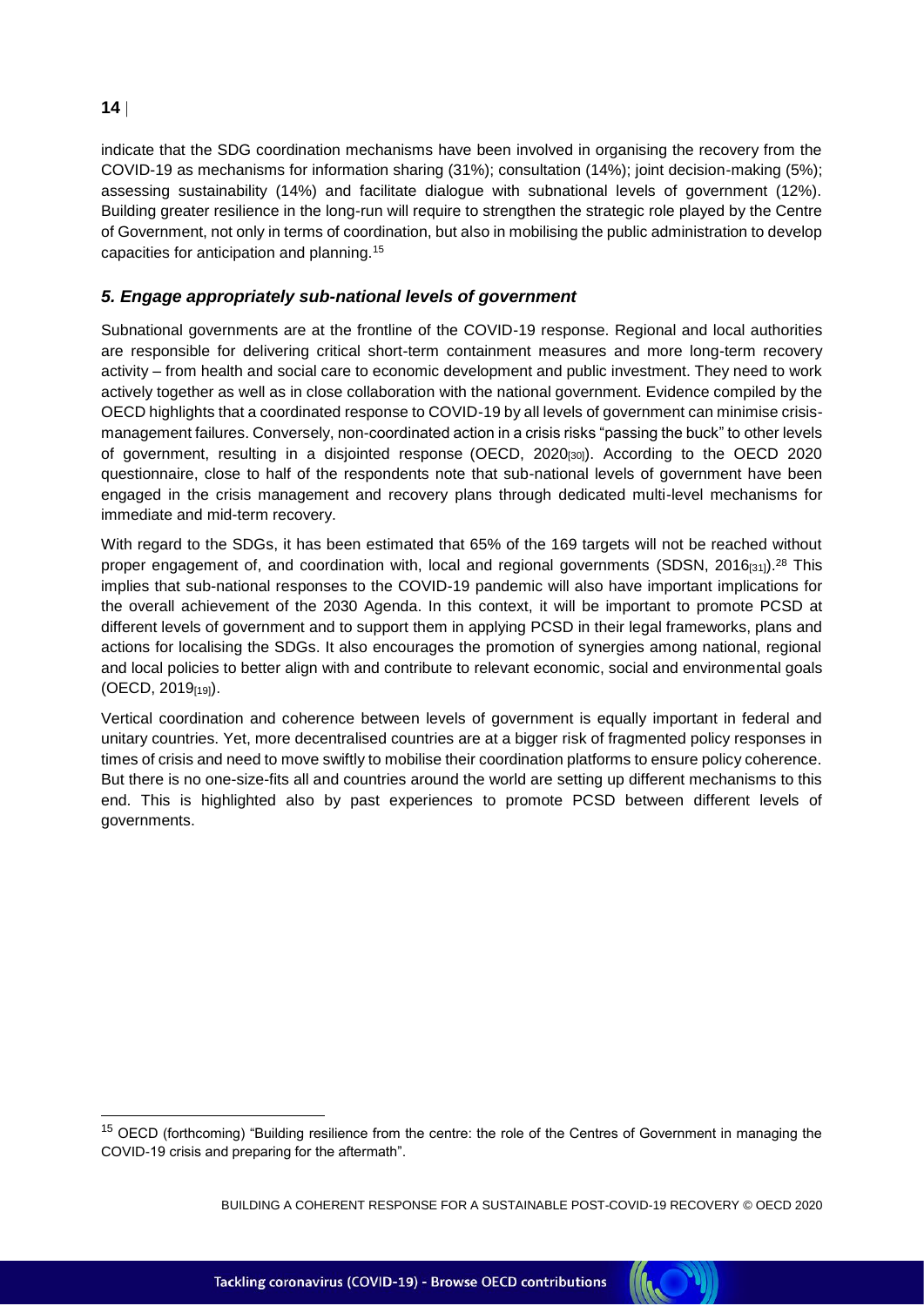indicate that the SDG coordination mechanisms have been involved in organising the recovery from the COVID-19 as mechanisms for information sharing (31%); consultation (14%); joint decision-making (5%); assessing sustainability (14%) and facilitate dialogue with subnational levels of government (12%). Building greater resilience in the long-run will require to strengthen the strategic role played by the Centre of Government, not only in terms of coordination, but also in mobilising the public administration to develop capacities for anticipation and planning.[15]

### *5. Engage appropriately sub-national levels of government*

Subnational governments are at the frontline of the COVID-19 response. Regional and local authorities are responsible for delivering critical short-term containment measures and more long-term recovery activity – from health and social care to economic development and public investment. They need to work actively together as well as in close collaboration with the national government. Evidence compiled by the OECD highlights that a coordinated response to COVID-19 by all levels of government can minimise crisis-management failures. Conversely, non-coordinated action in a crisis risks "passing the buck" to other levels of government, resulting in a disjointed response (OECD, 2020[30]). According to the OECD 2020 questionnaire, close to half of the respondents note that sub-national levels of government have been engaged in the crisis management and recovery plans through dedicated multi-level mechanisms for immediate and mid-term recovery.

With regard to the SDGs, it has been estimated that 65% of the 169 targets will not be reached without proper engagement of, and coordination with, local and regional governments (SDSN, 2016[31]).[28] This implies that sub-national responses to the COVID-19 pandemic will also have important implications for the overall achievement of the 2030 Agenda. In this context, it will be important to promote PCSD at different levels of government and to support them in applying PCSD in their legal frameworks, plans and actions for localising the SDGs. It also encourages the promotion of synergies among national, regional and local policies to better align with and contribute to relevant economic, social and environmental goals (OECD, 2019[19]).

Vertical coordination and coherence between levels of government is equally important in federal and unitary countries. Yet, more decentralised countries are at a bigger risk of fragmented policy responses in times of crisis and need to move swiftly to mobilise their coordination platforms to ensure policy coherence. But there is no one-size-fits all and countries around the world are setting up different mechanisms to this end. This is highlighted also by past experiences to promote PCSD between different levels of governments.

---

[15] OECD (forthcoming) "Building resilience from the centre: the role of the Centres of Government in managing the COVID-19 crisis and preparing for the aftermath".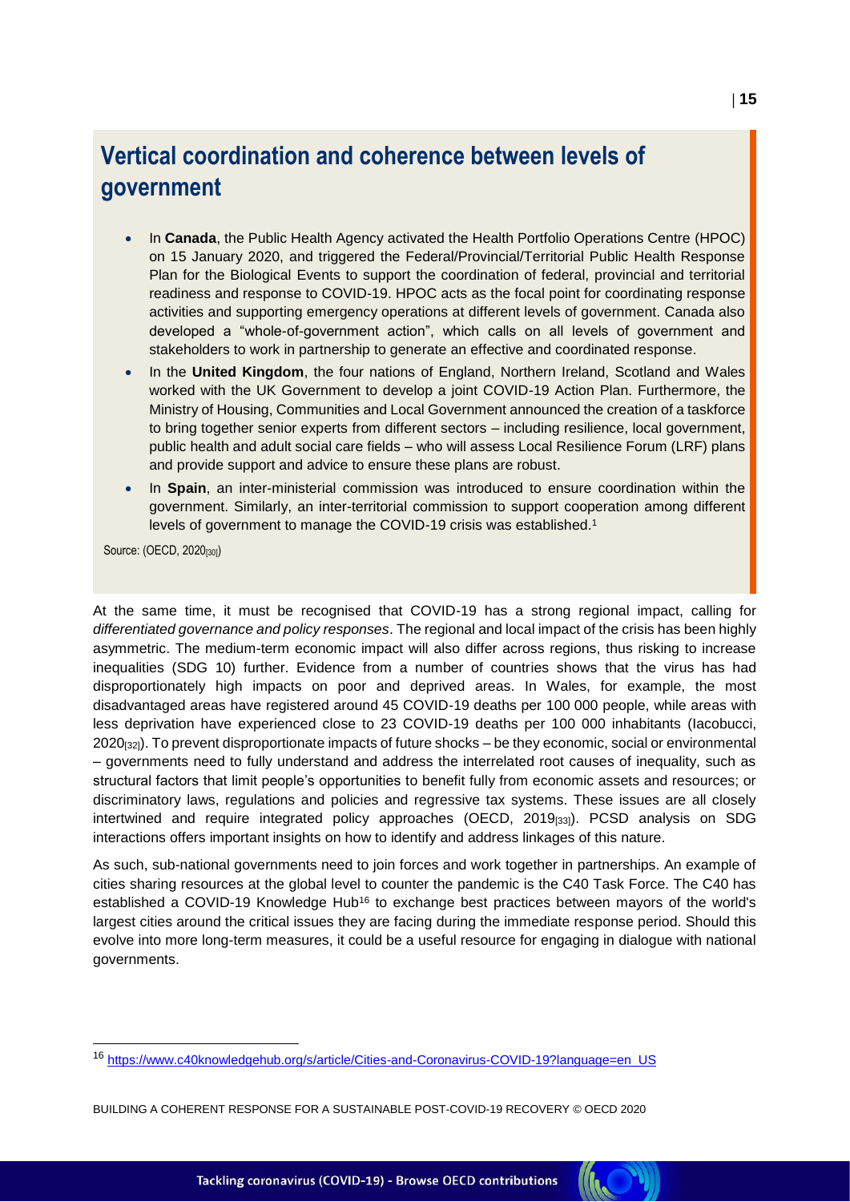## Vertical coordination and coherence between levels of government

- In **Canada**, the Public Health Agency activated the Health Portfolio Operations Centre (HPOC) on 15 January 2020, and triggered the Federal/Provincial/Territorial Public Health Response Plan for the Biological Events to support the coordination of federal, provincial and territorial readiness and response to COVID-19. HPOC acts as the focal point for coordinating response activities and supporting emergency operations at different levels of government. Canada also developed a "whole-of-government action", which calls on all levels of government and stakeholders to work in partnership to generate an effective and coordinated response.
- In the **United Kingdom**, the four nations of England, Northern Ireland, Scotland and Wales worked with the UK Government to develop a joint COVID-19 Action Plan. Furthermore, the Ministry of Housing, Communities and Local Government announced the creation of a taskforce to bring together senior experts from different sectors – including resilience, local government, public health and adult social care fields – who will assess Local Resilience Forum (LRF) plans and provide support and advice to ensure these plans are robust.
- In **Spain**, an inter-ministerial commission was introduced to ensure coordination within the government. Similarly, an inter-territorial commission to support cooperation among different levels of government to manage the COVID-19 crisis was established.[1]

Source: (OECD, 2020[30])

At the same time, it must be recognised that COVID-19 has a strong regional impact, calling for *differentiated governance and policy responses*. The regional and local impact of the crisis has been highly asymmetric. The medium-term economic impact will also differ across regions, thus risking to increase inequalities (SDG 10) further. Evidence from a number of countries shows that the virus has had disproportionately high impacts on poor and deprived areas. In Wales, for example, the most disadvantaged areas have registered around 45 COVID-19 deaths per 100 000 people, while areas with less deprivation have experienced close to 23 COVID-19 deaths per 100 000 inhabitants (Iacobucci, 2020[32]). To prevent disproportionate impacts of future shocks – be they economic, social or environmental – governments need to fully understand and address the interrelated root causes of inequality, such as structural factors that limit people's opportunities to benefit fully from economic assets and resources; or discriminatory laws, regulations and policies and regressive tax systems. These issues are all closely intertwined and require integrated policy approaches (OECD, 2019[33]). PCSD analysis on SDG interactions offers important insights on how to identify and address linkages of this nature.

As such, sub-national governments need to join forces and work together in partnerships. An example of cities sharing resources at the global level to counter the pandemic is the C40 Task Force. The C40 has established a COVID-19 Knowledge Hub[16] to exchange best practices between mayors of the world's largest cities around the critical issues they are facing during the immediate response period. Should this evolve into more long-term measures, it could be a useful resource for engaging in dialogue with national governments.

[16] https://www.c40knowledgehub.org/s/article/Cities-and-Coronavirus-COVID-19?language=en_US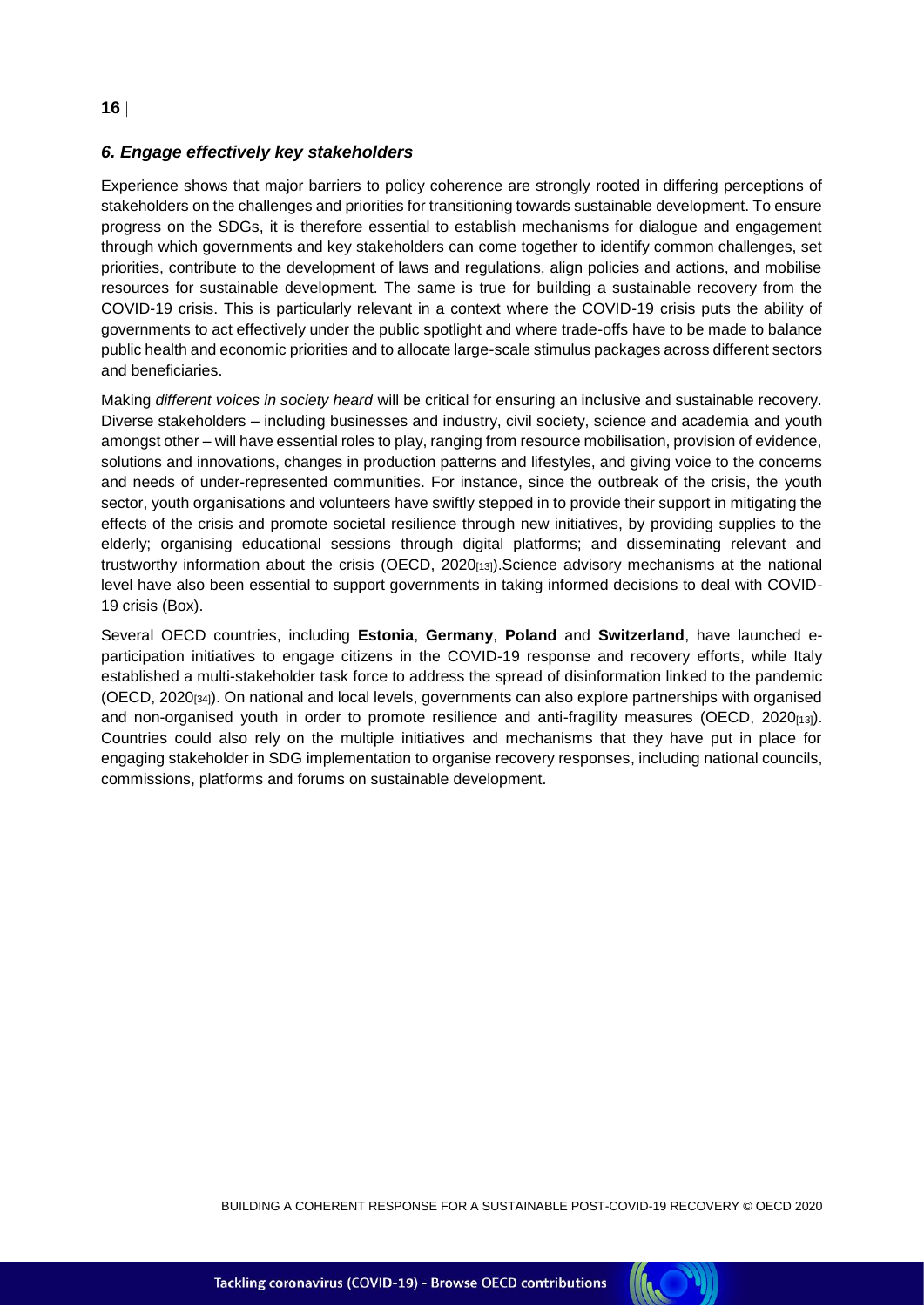### *6. Engage effectively key stakeholders*

Experience shows that major barriers to policy coherence are strongly rooted in differing perceptions of stakeholders on the challenges and priorities for transitioning towards sustainable development. To ensure progress on the SDGs, it is therefore essential to establish mechanisms for dialogue and engagement through which governments and key stakeholders can come together to identify common challenges, set priorities, contribute to the development of laws and regulations, align policies and actions, and mobilise resources for sustainable development. The same is true for building a sustainable recovery from the COVID-19 crisis. This is particularly relevant in a context where the COVID-19 crisis puts the ability of governments to act effectively under the public spotlight and where trade-offs have to be made to balance public health and economic priorities and to allocate large-scale stimulus packages across different sectors and beneficiaries.

Making *different voices in society heard* will be critical for ensuring an inclusive and sustainable recovery. Diverse stakeholders – including businesses and industry, civil society, science and academia and youth amongst other – will have essential roles to play, ranging from resource mobilisation, provision of evidence, solutions and innovations, changes in production patterns and lifestyles, and giving voice to the concerns and needs of under-represented communities. For instance, since the outbreak of the crisis, the youth sector, youth organisations and volunteers have swiftly stepped in to provide their support in mitigating the effects of the crisis and promote societal resilience through new initiatives, by providing supplies to the elderly; organising educational sessions through digital platforms; and disseminating relevant and trustworthy information about the crisis (OECD, 2020[13]).Science advisory mechanisms at the national level have also been essential to support governments in taking informed decisions to deal with COVID-19 crisis (Box).

Several OECD countries, including **Estonia**, **Germany**, **Poland** and **Switzerland**, have launched e-participation initiatives to engage citizens in the COVID-19 response and recovery efforts, while Italy established a multi-stakeholder task force to address the spread of disinformation linked to the pandemic (OECD, 2020[34]). On national and local levels, governments can also explore partnerships with organised and non-organised youth in order to promote resilience and anti-fragility measures (OECD, 2020[13]). Countries could also rely on the multiple initiatives and mechanisms that they have put in place for engaging stakeholder in SDG implementation to organise recovery responses, including national councils, commissions, platforms and forums on sustainable development.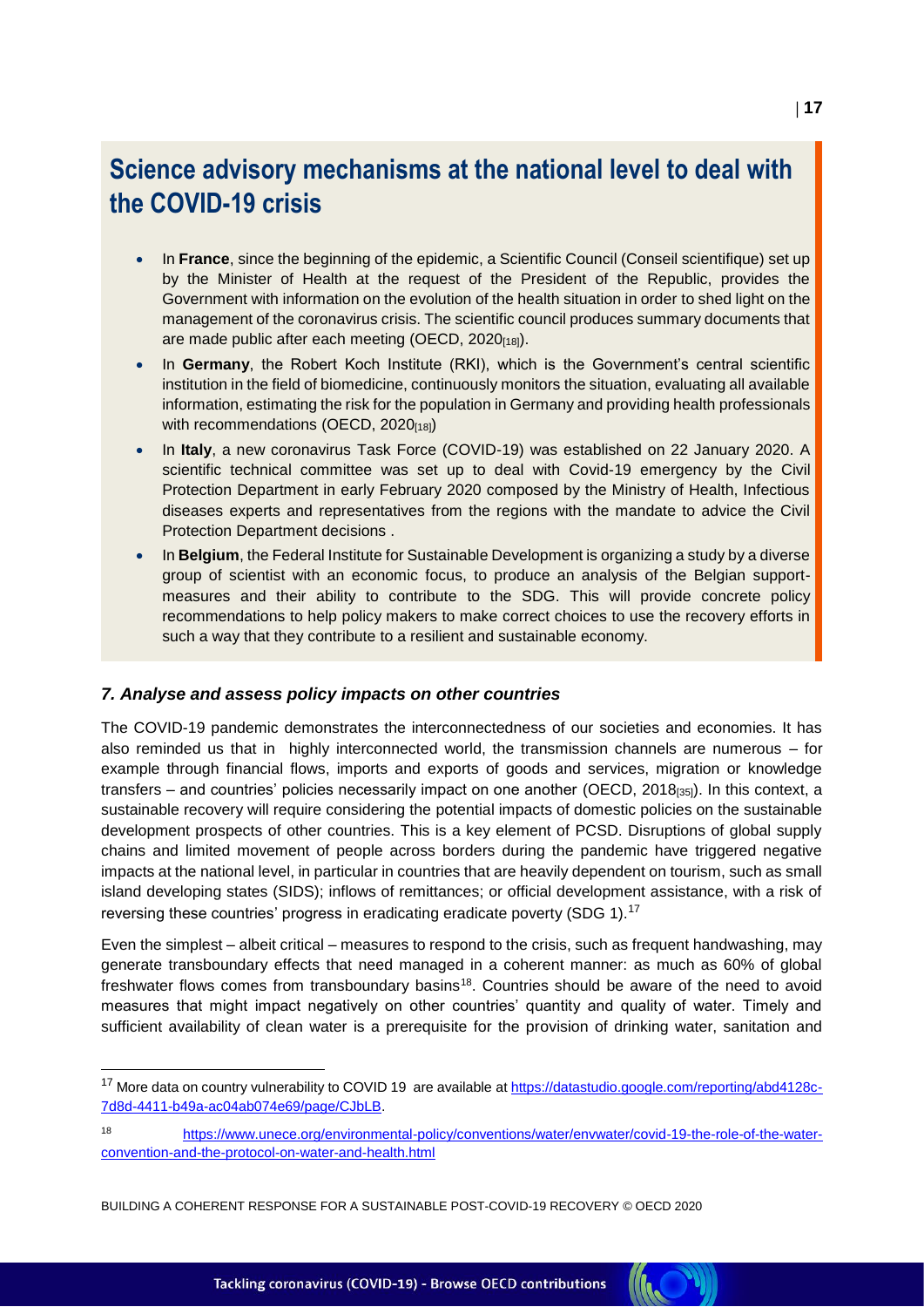## Science advisory mechanisms at the national level to deal with the COVID-19 crisis

- In **France**, since the beginning of the epidemic, a Scientific Council (Conseil scientifique) set up by the Minister of Health at the request of the President of the Republic, provides the Government with information on the evolution of the health situation in order to shed light on the management of the coronavirus crisis. The scientific council produces summary documents that are made public after each meeting (OECD, 2020[18]).
- In **Germany**, the Robert Koch Institute (RKI), which is the Government's central scientific institution in the field of biomedicine, continuously monitors the situation, evaluating all available information, estimating the risk for the population in Germany and providing health professionals with recommendations (OECD, 2020[18])
- In **Italy**, a new coronavirus Task Force (COVID-19) was established on 22 January 2020. A scientific technical committee was set up to deal with Covid-19 emergency by the Civil Protection Department in early February 2020 composed by the Ministry of Health, Infectious diseases experts and representatives from the regions with the mandate to advice the Civil Protection Department decisions .
- In **Belgium**, the Federal Institute for Sustainable Development is organizing a study by a diverse group of scientist with an economic focus, to produce an analysis of the Belgian support-measures and their ability to contribute to the SDG. This will provide concrete policy recommendations to help policy makers to make correct choices to use the recovery efforts in such a way that they contribute to a resilient and sustainable economy.

### *7. Analyse and assess policy impacts on other countries*

The COVID-19 pandemic demonstrates the interconnectedness of our societies and economies. It has also reminded us that in highly interconnected world, the transmission channels are numerous – for example through financial flows, imports and exports of goods and services, migration or knowledge transfers – and countries' policies necessarily impact on one another (OECD, 2018[35]). In this context, a sustainable recovery will require considering the potential impacts of domestic policies on the sustainable development prospects of other countries. This is a key element of PCSD. Disruptions of global supply chains and limited movement of people across borders during the pandemic have triggered negative impacts at the national level, in particular in countries that are heavily dependent on tourism, such as small island developing states (SIDS); inflows of remittances; or official development assistance, with a risk of reversing these countries' progress in eradicating eradicate poverty (SDG 1).[17]

Even the simplest – albeit critical – measures to respond to the crisis, such as frequent handwashing, may generate transboundary effects that need managed in a coherent manner: as much as 60% of global freshwater flows comes from transboundary basins[18]. Countries should be aware of the need to avoid measures that might impact negatively on other countries' quantity and quality of water. Timely and sufficient availability of clean water is a prerequisite for the provision of drinking water, sanitation and

[17] More data on country vulnerability to COVID 19 are available at https://datastudio.google.com/reporting/abd4128c-7d8d-4411-b49a-ac04ab074e69/page/CJbLB.

[18] https://www.unece.org/environmental-policy/conventions/water/envwater/covid-19-the-role-of-the-water-convention-and-the-protocol-on-water-and-health.html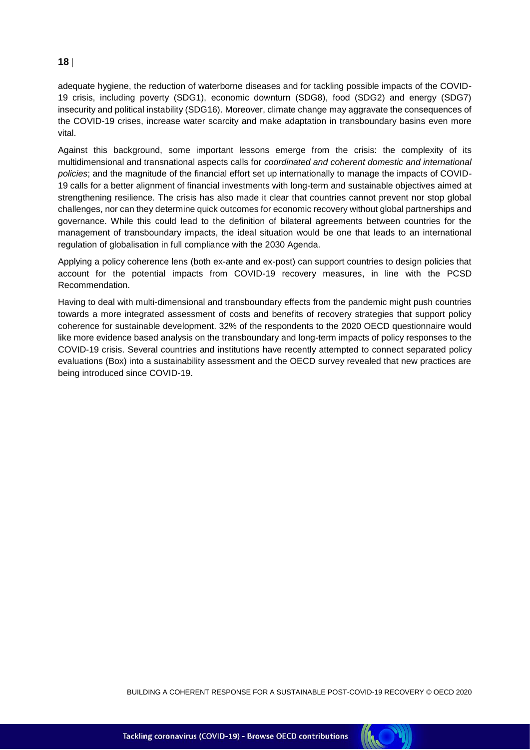adequate hygiene, the reduction of waterborne diseases and for tackling possible impacts of the COVID-19 crisis, including poverty (SDG1), economic downturn (SDG8), food (SDG2) and energy (SDG7) insecurity and political instability (SDG16). Moreover, climate change may aggravate the consequences of the COVID-19 crises, increase water scarcity and make adaptation in transboundary basins even more vital.

Against this background, some important lessons emerge from the crisis: the complexity of its multidimensional and transnational aspects calls for *coordinated and coherent domestic and international policies*; and the magnitude of the financial effort set up internationally to manage the impacts of COVID-19 calls for a better alignment of financial investments with long-term and sustainable objectives aimed at strengthening resilience. The crisis has also made it clear that countries cannot prevent nor stop global challenges, nor can they determine quick outcomes for economic recovery without global partnerships and governance. While this could lead to the definition of bilateral agreements between countries for the management of transboundary impacts, the ideal situation would be one that leads to an international regulation of globalisation in full compliance with the 2030 Agenda.

Applying a policy coherence lens (both ex-ante and ex-post) can support countries to design policies that account for the potential impacts from COVID-19 recovery measures, in line with the PCSD Recommendation.

Having to deal with multi-dimensional and transboundary effects from the pandemic might push countries towards a more integrated assessment of costs and benefits of recovery strategies that support policy coherence for sustainable development. 32% of the respondents to the 2020 OECD questionnaire would like more evidence based analysis on the transboundary and long-term impacts of policy responses to the COVID-19 crisis. Several countries and institutions have recently attempted to connect separated policy evaluations (Box) into a sustainability assessment and the OECD survey revealed that new practices are being introduced since COVID-19.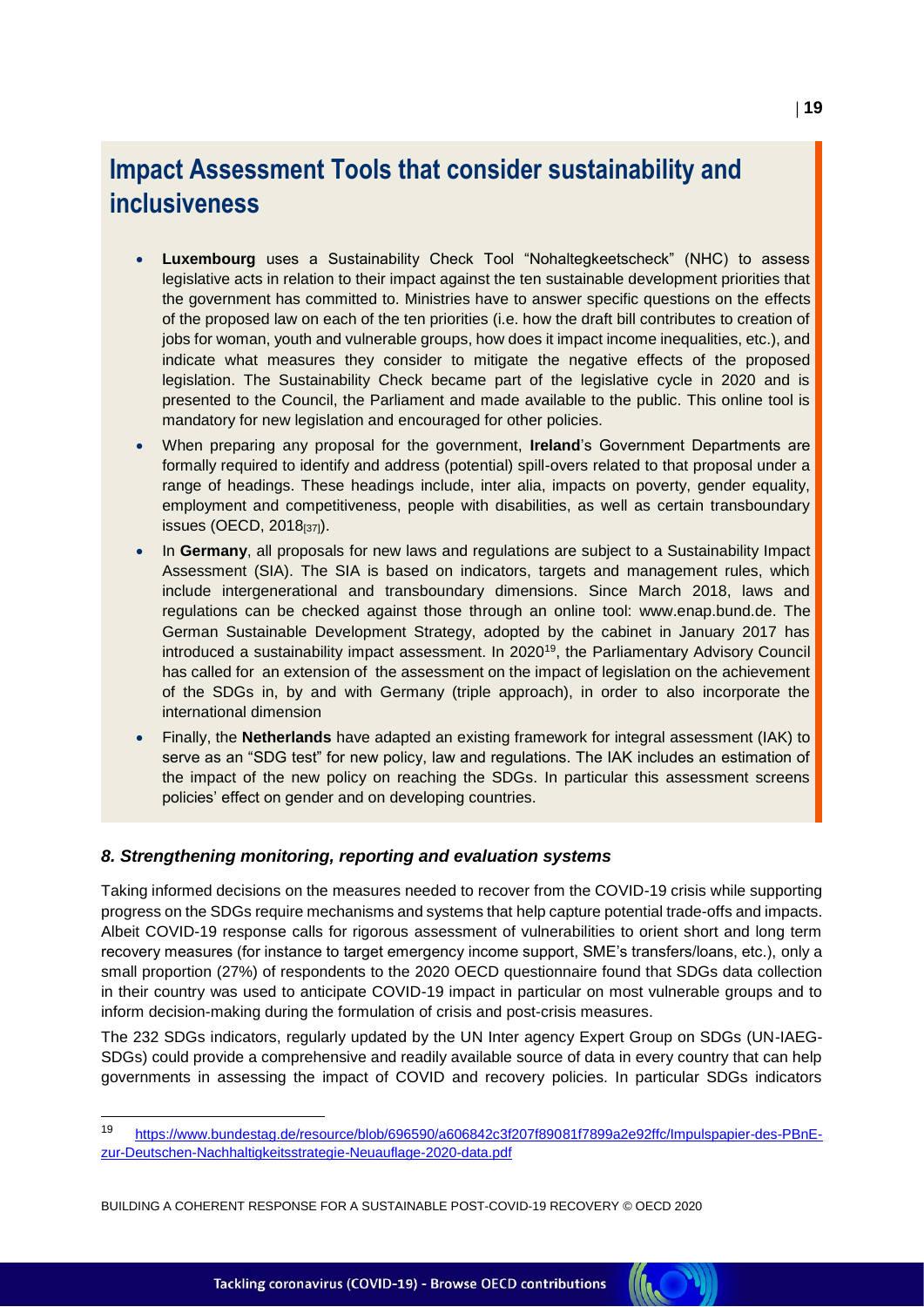## Impact Assessment Tools that consider sustainability and inclusiveness

- **Luxembourg** uses a Sustainability Check Tool "Nohaltegkeetscheck" (NHC) to assess legislative acts in relation to their impact against the ten sustainable development priorities that the government has committed to. Ministries have to answer specific questions on the effects of the proposed law on each of the ten priorities (i.e. how the draft bill contributes to creation of jobs for woman, youth and vulnerable groups, how does it impact income inequalities, etc.), and indicate what measures they consider to mitigate the negative effects of the proposed legislation. The Sustainability Check became part of the legislative cycle in 2020 and is presented to the Council, the Parliament and made available to the public. This online tool is mandatory for new legislation and encouraged for other policies.
- When preparing any proposal for the government, **Ireland**'s Government Departments are formally required to identify and address (potential) spill-overs related to that proposal under a range of headings. These headings include, inter alia, impacts on poverty, gender equality, employment and competitiveness, people with disabilities, as well as certain transboundary issues (OECD, 2018[37]).
- In **Germany**, all proposals for new laws and regulations are subject to a Sustainability Impact Assessment (SIA). The SIA is based on indicators, targets and management rules, which include intergenerational and transboundary dimensions. Since March 2018, laws and regulations can be checked against those through an online tool: www.enap.bund.de. The German Sustainable Development Strategy, adopted by the cabinet in January 2017 has introduced a sustainability impact assessment. In 2020[19], the Parliamentary Advisory Council has called for an extension of the assessment on the impact of legislation on the achievement of the SDGs in, by and with Germany (triple approach), in order to also incorporate the international dimension
- Finally, the **Netherlands** have adapted an existing framework for integral assessment (IAK) to serve as an "SDG test" for new policy, law and regulations. The IAK includes an estimation of the impact of the new policy on reaching the SDGs. In particular this assessment screens policies' effect on gender and on developing countries.

### *8. Strengthening monitoring, reporting and evaluation systems*

Taking informed decisions on the measures needed to recover from the COVID-19 crisis while supporting progress on the SDGs require mechanisms and systems that help capture potential trade-offs and impacts. Albeit COVID-19 response calls for rigorous assessment of vulnerabilities to orient short and long term recovery measures (for instance to target emergency income support, SME's transfers/loans, etc.), only a small proportion (27%) of respondents to the 2020 OECD questionnaire found that SDGs data collection in their country was used to anticipate COVID-19 impact in particular on most vulnerable groups and to inform decision-making during the formulation of crisis and post-crisis measures.

The 232 SDGs indicators, regularly updated by the UN Inter agency Expert Group on SDGs (UN-IAEG-SDGs) could provide a comprehensive and readily available source of data in every country that can help governments in assessing the impact of COVID and recovery policies. In particular SDGs indicators

[19] https://www.bundestag.de/resource/blob/696590/a606842c3f207f89081f7899a2e92ffc/Impulspapier-des-PBnE-zur-Deutschen-Nachhaltigkeitsstrategie-Neuauflage-2020-data.pdf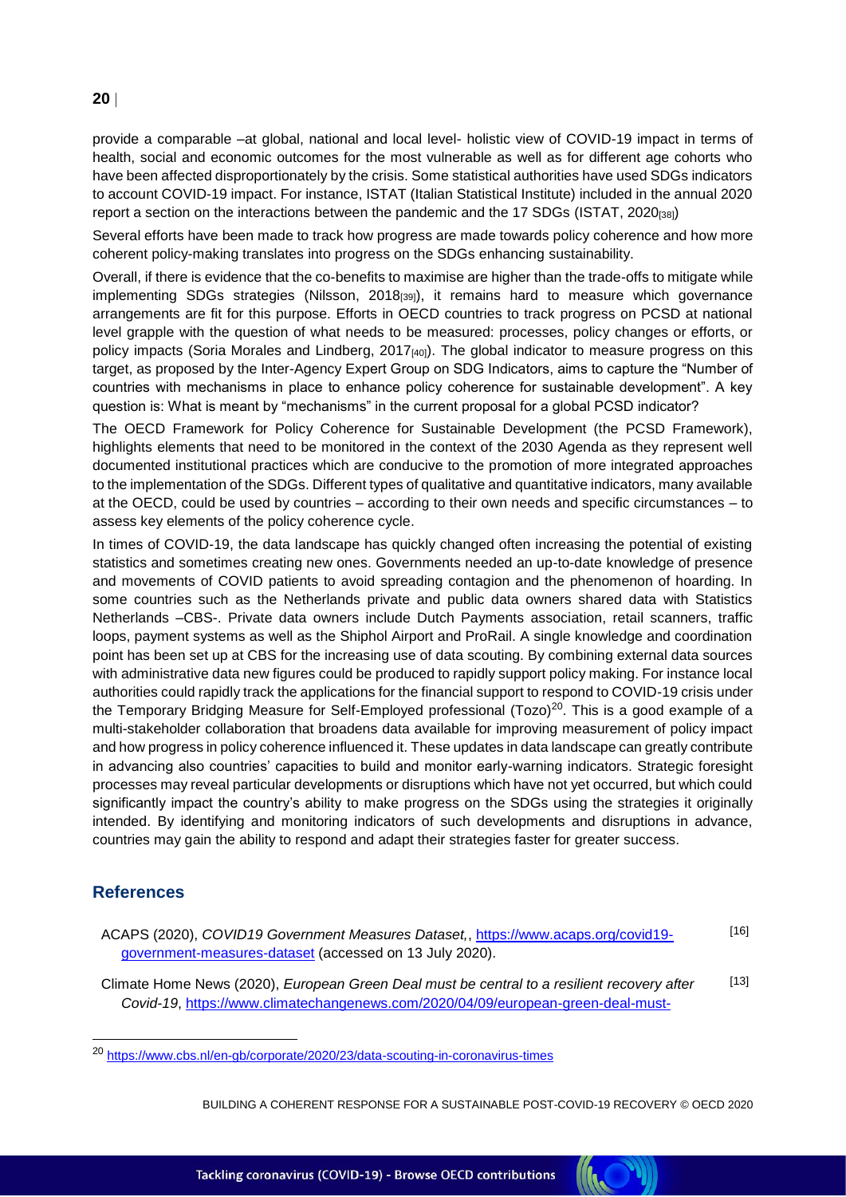provide a comparable –at global, national and local level- holistic view of COVID-19 impact in terms of health, social and economic outcomes for the most vulnerable as well as for different age cohorts who have been affected disproportionately by the crisis. Some statistical authorities have used SDGs indicators to account COVID-19 impact. For instance, ISTAT (Italian Statistical Institute) included in the annual 2020 report a section on the interactions between the pandemic and the 17 SDGs (ISTAT, 2020[38])

Several efforts have been made to track how progress are made towards policy coherence and how more coherent policy-making translates into progress on the SDGs enhancing sustainability.

Overall, if there is evidence that the co-benefits to maximise are higher than the trade-offs to mitigate while implementing SDGs strategies (Nilsson, 2018[39]), it remains hard to measure which governance arrangements are fit for this purpose. Efforts in OECD countries to track progress on PCSD at national level grapple with the question of what needs to be measured: processes, policy changes or efforts, or policy impacts (Soria Morales and Lindberg, 2017[40]). The global indicator to measure progress on this target, as proposed by the Inter-Agency Expert Group on SDG Indicators, aims to capture the "Number of countries with mechanisms in place to enhance policy coherence for sustainable development". A key question is: What is meant by "mechanisms" in the current proposal for a global PCSD indicator?

The OECD Framework for Policy Coherence for Sustainable Development (the PCSD Framework), highlights elements that need to be monitored in the context of the 2030 Agenda as they represent well documented institutional practices which are conducive to the promotion of more integrated approaches to the implementation of the SDGs. Different types of qualitative and quantitative indicators, many available at the OECD, could be used by countries – according to their own needs and specific circumstances – to assess key elements of the policy coherence cycle.

In times of COVID-19, the data landscape has quickly changed often increasing the potential of existing statistics and sometimes creating new ones. Governments needed an up-to-date knowledge of presence and movements of COVID patients to avoid spreading contagion and the phenomenon of hoarding. In some countries such as the Netherlands private and public data owners shared data with Statistics Netherlands –CBS-. Private data owners include Dutch Payments association, retail scanners, traffic loops, payment systems as well as the Shiphol Airport and ProRail. A single knowledge and coordination point has been set up at CBS for the increasing use of data scouting. By combining external data sources with administrative data new figures could be produced to rapidly support policy making. For instance local authorities could rapidly track the applications for the financial support to respond to COVID-19 crisis under the Temporary Bridging Measure for Self-Employed professional (Tozo)[20]. This is a good example of a multi-stakeholder collaboration that broadens data available for improving measurement of policy impact and how progress in policy coherence influenced it. These updates in data landscape can greatly contribute in advancing also countries' capacities to build and monitor early-warning indicators. Strategic foresight processes may reveal particular developments or disruptions which have not yet occurred, but which could significantly impact the country's ability to make progress on the SDGs using the strategies it originally intended. By identifying and monitoring indicators of such developments and disruptions in advance, countries may gain the ability to respond and adapt their strategies faster for greater success.

## References

ACAPS (2020), *COVID19 Government Measures Dataset,*, https://www.acaps.org/covid19-government-measures-dataset (accessed on 13 July 2020). [16]

Climate Home News (2020), *European Green Deal must be central to a resilient recovery after Covid-19*, https://www.climatechangenews.com/2020/04/09/european-green-deal-must- [13]

[20] https://www.cbs.nl/en-gb/corporate/2020/23/data-scouting-in-coronavirus-times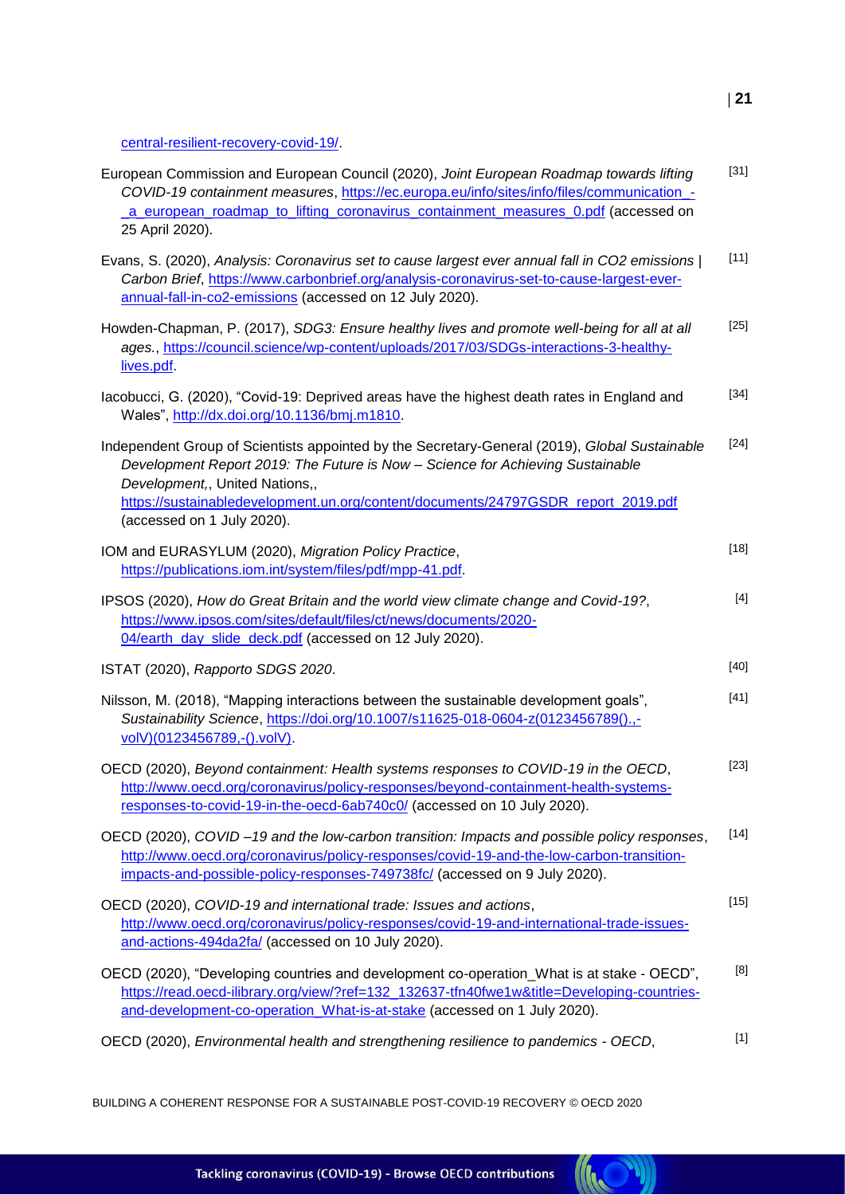central-resilient-recovery-covid-19/.

European Commission and European Council (2020), *Joint European Roadmap towards lifting COVID-19 containment measures*, https://ec.europa.eu/info/sites/info/files/communication_-_a_european_roadmap_to_lifting_coronavirus_containment_measures_0.pdf (accessed on 25 April 2020). [31]

Evans, S. (2020), *Analysis: Coronavirus set to cause largest ever annual fall in CO2 emissions | Carbon Brief*, https://www.carbonbrief.org/analysis-coronavirus-set-to-cause-largest-ever-annual-fall-in-co2-emissions (accessed on 12 July 2020). [11]

Howden-Chapman, P. (2017), *SDG3: Ensure healthy lives and promote well-being for all at all ages.*, https://council.science/wp-content/uploads/2017/03/SDGs-interactions-3-healthy-lives.pdf. [25]

Iacobucci, G. (2020), "Covid-19: Deprived areas have the highest death rates in England and Wales", http://dx.doi.org/10.1136/bmj.m1810. [34]

Independent Group of Scientists appointed by the Secretary-General (2019), *Global Sustainable Development Report 2019: The Future is Now – Science for Achieving Sustainable Development,*, United Nations,, https://sustainabledevelopment.un.org/content/documents/24797GSDR_report_2019.pdf (accessed on 1 July 2020). [24]

IOM and EURASYLUM (2020), *Migration Policy Practice*, https://publications.iom.int/system/files/pdf/mpp-41.pdf. [18]

IPSOS (2020), *How do Great Britain and the world view climate change and Covid-19?*, https://www.ipsos.com/sites/default/files/ct/news/documents/2020-04/earth_day_slide_deck.pdf (accessed on 12 July 2020). [4]

ISTAT (2020), *Rapporto SDGS 2020*. [40]

Nilsson, M. (2018), "Mapping interactions between the sustainable development goals", *Sustainability Science*, https://doi.org/10.1007/s11625-018-0604-z(0123456789().,-volV)(0123456789,-().volV). [41]

OECD (2020), *Beyond containment: Health systems responses to COVID-19 in the OECD*, http://www.oecd.org/coronavirus/policy-responses/beyond-containment-health-systems-responses-to-covid-19-in-the-oecd-6ab740c0/ (accessed on 10 July 2020). [23]

OECD (2020), *COVID –19 and the low-carbon transition: Impacts and possible policy responses*, http://www.oecd.org/coronavirus/policy-responses/covid-19-and-the-low-carbon-transition-impacts-and-possible-policy-responses-749738fc/ (accessed on 9 July 2020). [14]

OECD (2020), *COVID-19 and international trade: Issues and actions*, http://www.oecd.org/coronavirus/policy-responses/covid-19-and-international-trade-issues-and-actions-494da2fa/ (accessed on 10 July 2020). [15]

OECD (2020), "Developing countries and development co-operation_What is at stake - OECD", https://read.oecd-ilibrary.org/view/?ref=132_132637-tfn40fwe1w&title=Developing-countries-and-development-co-operation_What-is-at-stake (accessed on 1 July 2020). [8]

OECD (2020), *Environmental health and strengthening resilience to pandemics - OECD*, [1]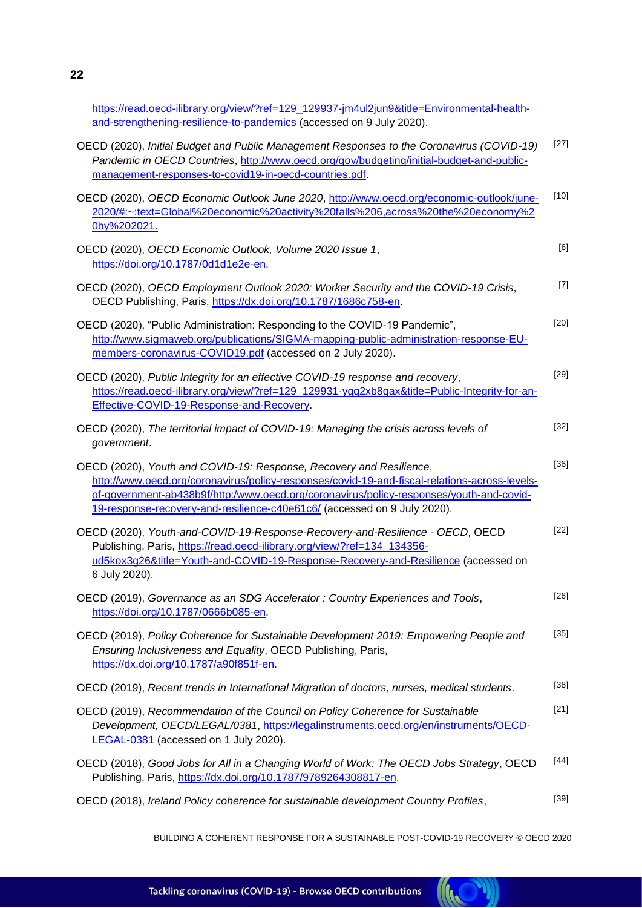https://read.oecd-ilibrary.org/view/?ref=129_129937-jm4ul2jun9&title=Environmental-health-and-strengthening-resilience-to-pandemics (accessed on 9 July 2020).

OECD (2020), *Initial Budget and Public Management Responses to the Coronavirus (COVID-19) Pandemic in OECD Countries*, http://www.oecd.org/gov/budgeting/initial-budget-and-public-management-responses-to-covid19-in-oecd-countries.pdf. [27]

OECD (2020), *OECD Economic Outlook June 2020*, http://www.oecd.org/economic-outlook/june-2020/#:~:text=Global%20economic%20activity%20falls%206,across%20the%20economy%20by%202021. [10]

OECD (2020), *OECD Economic Outlook, Volume 2020 Issue 1*, https://doi.org/10.1787/0d1d1e2e-en. [6]

OECD (2020), *OECD Employment Outlook 2020: Worker Security and the COVID-19 Crisis*, OECD Publishing, Paris, https://dx.doi.org/10.1787/1686c758-en. [7]

OECD (2020), "Public Administration: Responding to the COVID-19 Pandemic", http://www.sigmaweb.org/publications/SIGMA-mapping-public-administration-response-EU-members-coronavirus-COVID19.pdf (accessed on 2 July 2020). [20]

OECD (2020), *Public Integrity for an effective COVID-19 response and recovery*, https://read.oecd-ilibrary.org/view/?ref=129_129931-ygq2xb8qax&title=Public-Integrity-for-an-Effective-COVID-19-Response-and-Recovery. [29]

OECD (2020), *The territorial impact of COVID-19: Managing the crisis across levels of government*. [32]

OECD (2020), *Youth and COVID-19: Response, Recovery and Resilience*, http://www.oecd.org/coronavirus/policy-responses/covid-19-and-fiscal-relations-across-levels-of-government-ab438b9f/http:/www.oecd.org/coronavirus/policy-responses/youth-and-covid-19-response-recovery-and-resilience-c40e61c6/ (accessed on 9 July 2020). [36]

OECD (2020), *Youth-and-COVID-19-Response-Recovery-and-Resilience - OECD*, OECD Publishing, Paris, https://read.oecd-ilibrary.org/view/?ref=134_134356-ud5kox3g26&title=Youth-and-COVID-19-Response-Recovery-and-Resilience (accessed on 6 July 2020). [22]

OECD (2019), *Governance as an SDG Accelerator : Country Experiences and Tools*, https://doi.org/10.1787/0666b085-en. [26]

OECD (2019), *Policy Coherence for Sustainable Development 2019: Empowering People and Ensuring Inclusiveness and Equality*, OECD Publishing, Paris, https://dx.doi.org/10.1787/a90f851f-en. [35]

OECD (2019), *Recent trends in International Migration of doctors, nurses, medical students*. [38]

OECD (2019), *Recommendation of the Council on Policy Coherence for Sustainable Development, OECD/LEGAL/0381*, https://legalinstruments.oecd.org/en/instruments/OECD-LEGAL-0381 (accessed on 1 July 2020). [21]

OECD (2018), *Good Jobs for All in a Changing World of Work: The OECD Jobs Strategy*, OECD Publishing, Paris, https://dx.doi.org/10.1787/9789264308817-en. [44]

OECD (2018), *Ireland Policy coherence for sustainable development Country Profiles*, [39]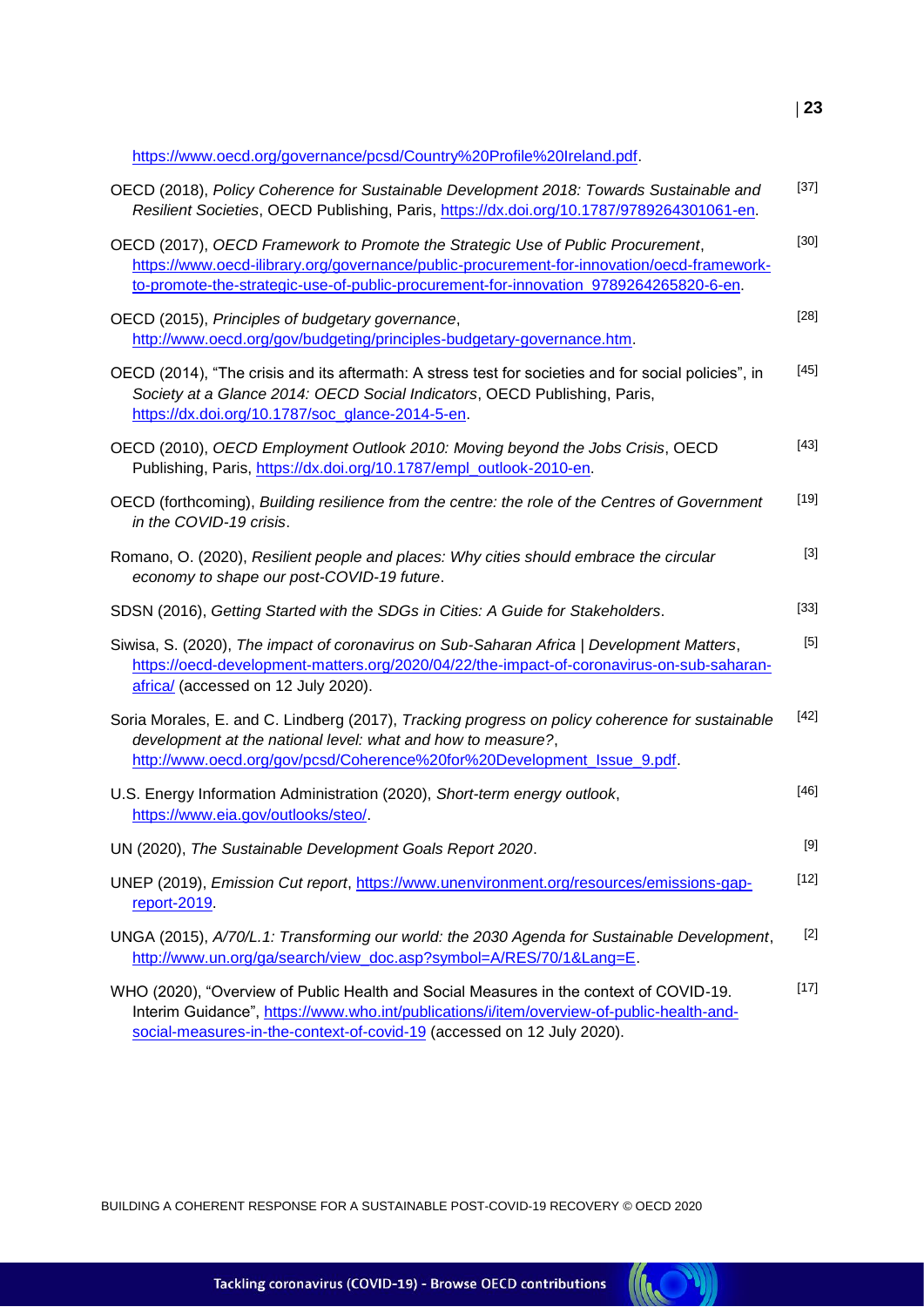https://www.oecd.org/governance/pcsd/Country%20Profile%20Ireland.pdf.

OECD (2018), *Policy Coherence for Sustainable Development 2018: Towards Sustainable and Resilient Societies*, OECD Publishing, Paris, https://dx.doi.org/10.1787/9789264301061-en. [37]

OECD (2017), *OECD Framework to Promote the Strategic Use of Public Procurement*, https://www.oecd-ilibrary.org/governance/public-procurement-for-innovation/oecd-framework-to-promote-the-strategic-use-of-public-procurement-for-innovation_9789264265820-6-en. [30]

OECD (2015), *Principles of budgetary governance*, http://www.oecd.org/gov/budgeting/principles-budgetary-governance.htm. [28]

OECD (2014), "The crisis and its aftermath: A stress test for societies and for social policies", in *Society at a Glance 2014: OECD Social Indicators*, OECD Publishing, Paris, https://dx.doi.org/10.1787/soc_glance-2014-5-en. [45]

OECD (2010), *OECD Employment Outlook 2010: Moving beyond the Jobs Crisis*, OECD Publishing, Paris, https://dx.doi.org/10.1787/empl_outlook-2010-en. [43]

OECD (forthcoming), *Building resilience from the centre: the role of the Centres of Government in the COVID-19 crisis*. [19]

Romano, O. (2020), *Resilient people and places: Why cities should embrace the circular economy to shape our post-COVID-19 future*. [3]

SDSN (2016), *Getting Started with the SDGs in Cities: A Guide for Stakeholders*. [33]

Siwisa, S. (2020), *The impact of coronavirus on Sub-Saharan Africa | Development Matters*, https://oecd-development-matters.org/2020/04/22/the-impact-of-coronavirus-on-sub-saharan-africa/ (accessed on 12 July 2020). [5]

Soria Morales, E. and C. Lindberg (2017), *Tracking progress on policy coherence for sustainable development at the national level: what and how to measure?*, http://www.oecd.org/gov/pcsd/Coherence%20for%20Development_Issue_9.pdf. [42]

U.S. Energy Information Administration (2020), *Short-term energy outlook*, https://www.eia.gov/outlooks/steo/. [46]

UN (2020), *The Sustainable Development Goals Report 2020*. [9]

UNEP (2019), *Emission Cut report*, https://www.unenvironment.org/resources/emissions-gap-report-2019. [12]

UNGA (2015), *A/70/L.1: Transforming our world: the 2030 Agenda for Sustainable Development*, http://www.un.org/ga/search/view_doc.asp?symbol=A/RES/70/1&Lang=E. [2]

WHO (2020), "Overview of Public Health and Social Measures in the context of COVID-19. Interim Guidance", https://www.who.int/publications/i/item/overview-of-public-health-and-social-measures-in-the-context-of-covid-19 (accessed on 12 July 2020). [17]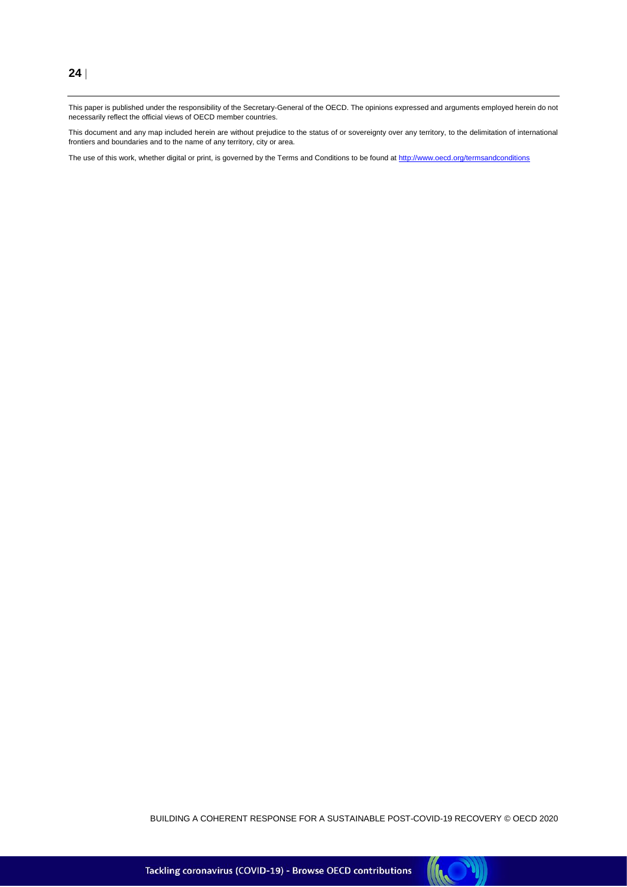This paper is published under the responsibility of the Secretary-General of the OECD. The opinions expressed and arguments employed herein do not necessarily reflect the official views of OECD member countries.

This document and any map included herein are without prejudice to the status of or sovereignty over any territory, to the delimitation of international frontiers and boundaries and to the name of any territory, city or area.

The use of this work, whether digital or print, is governed by the Terms and Conditions to be found at http://www.oecd.org/termsandconditions

Tackling coronavirus (COVID-19) - Browse OECD contributions